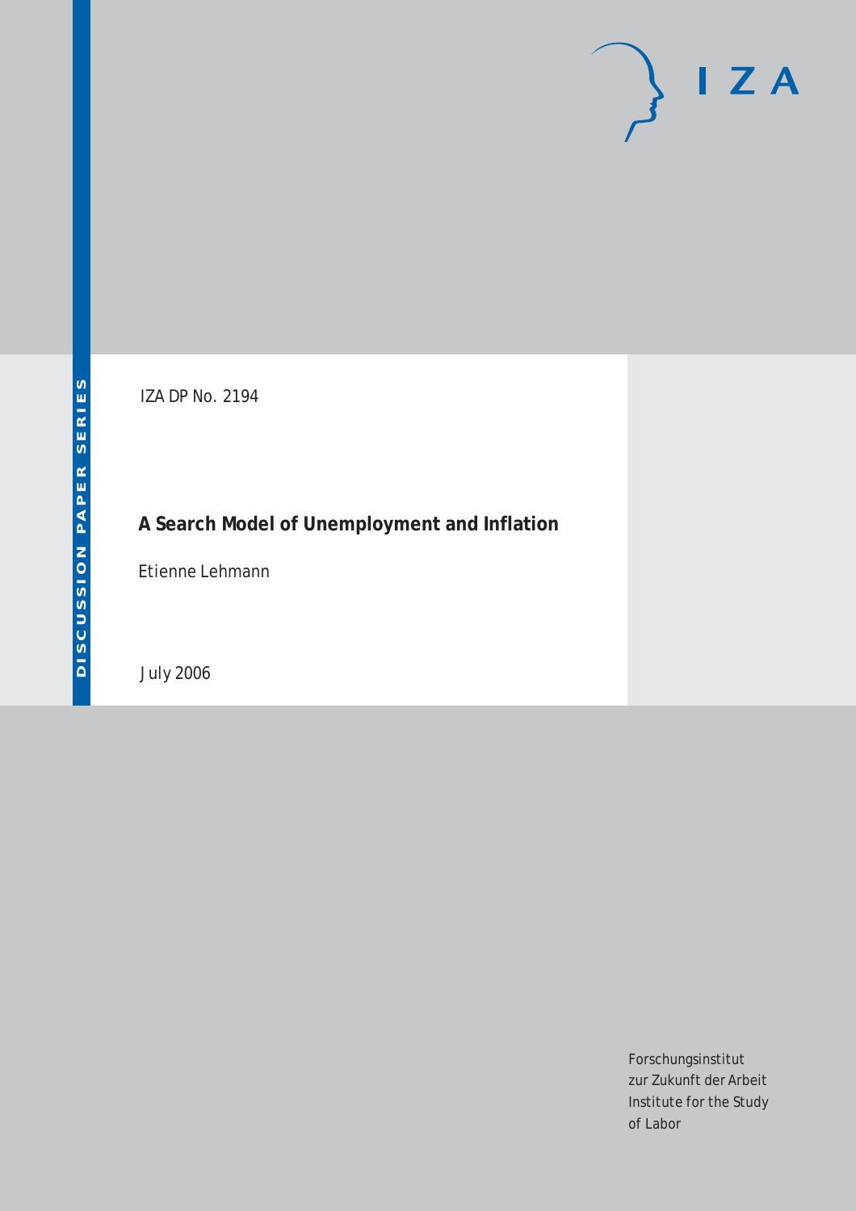IZA DP No. 2194

# A Search Model of Unemployment and Inflation

Etienne Lehmann

July 2006

DISCUSSION PAPER SERIES

Forschungsinstitut
zur Zukunft der Arbeit
Institute for the Study
of Labor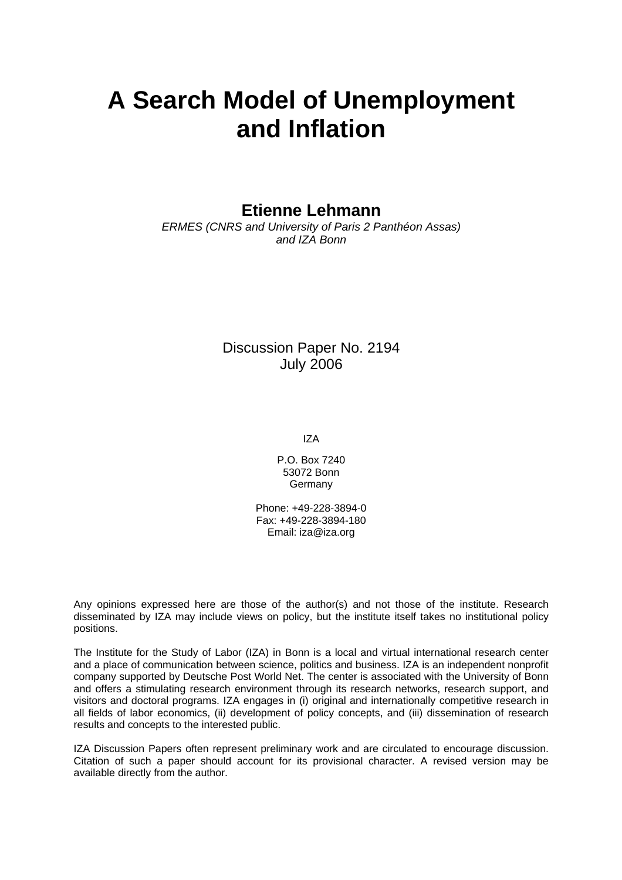# A Search Model of Unemployment and Inflation

**Etienne Lehmann**
*ERMES (CNRS and University of Paris 2 Panthéon Assas)*
*and IZA Bonn*

Discussion Paper No. 2194
July 2006

IZA

P.O. Box 7240
53072 Bonn
Germany

Phone: +49-228-3894-0
Fax: +49-228-3894-180
Email: iza@iza.org

Any opinions expressed here are those of the author(s) and not those of the institute. Research disseminated by IZA may include views on policy, but the institute itself takes no institutional policy positions.

The Institute for the Study of Labor (IZA) in Bonn is a local and virtual international research center and a place of communication between science, politics and business. IZA is an independent nonprofit company supported by Deutsche Post World Net. The center is associated with the University of Bonn and offers a stimulating research environment through its research networks, research support, and visitors and doctoral programs. IZA engages in (i) original and internationally competitive research in all fields of labor economics, (ii) development of policy concepts, and (iii) dissemination of research results and concepts to the interested public.

IZA Discussion Papers often represent preliminary work and are circulated to encourage discussion. Citation of such a paper should account for its provisional character. A revised version may be available directly from the author.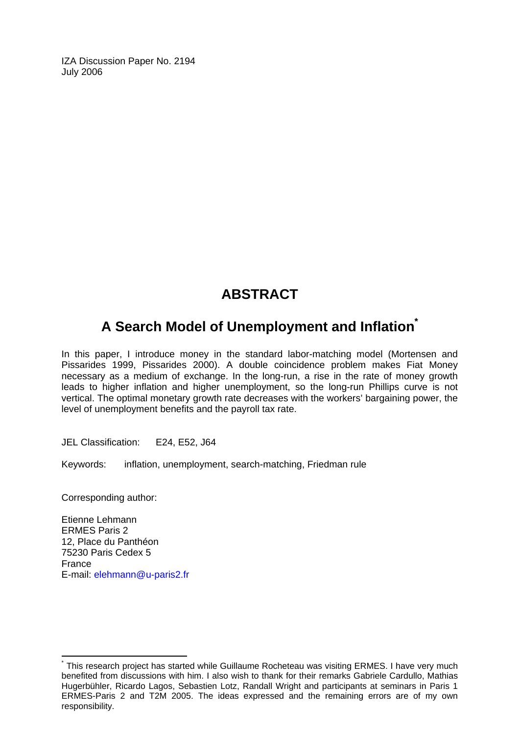IZA Discussion Paper No. 2194
July 2006

# ABSTRACT

## A Search Model of Unemployment and Inflation[*]

In this paper, I introduce money in the standard labor-matching model (Mortensen and Pissarides 1999, Pissarides 2000). A double coincidence problem makes Fiat Money necessary as a medium of exchange. In the long-run, a rise in the rate of money growth leads to higher inflation and higher unemployment, so the long-run Phillips curve is not vertical. The optimal monetary growth rate decreases with the workers' bargaining power, the level of unemployment benefits and the payroll tax rate.

JEL Classification: E24, E52, J64

Keywords: inflation, unemployment, search-matching, Friedman rule

Corresponding author:

Etienne Lehmann
ERMES Paris 2
12, Place du Panthéon
75230 Paris Cedex 5
France
E-mail: elehmann@u-paris2.fr

---

[*] This research project has started while Guillaume Rocheteau was visiting ERMES. I have very much benefited from discussions with him. I also wish to thank for their remarks Gabriele Cardullo, Mathias Hugerbühler, Ricardo Lagos, Sebastien Lotz, Randall Wright and participants at seminars in Paris 1 ERMES-Paris 2 and T2M 2005. The ideas expressed and the remaining errors are of my own responsibility.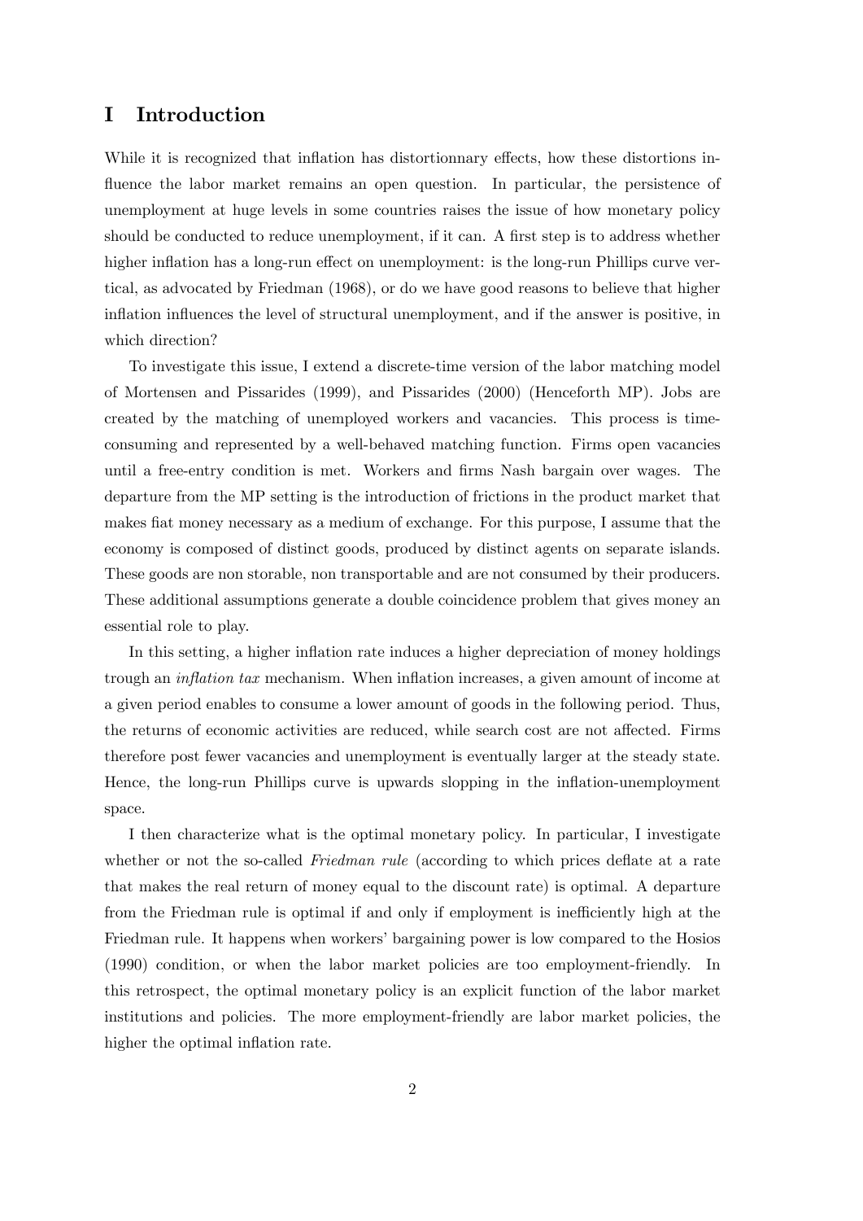# I Introduction

While it is recognized that inflation has distortionnary effects, how these distortions influence the labor market remains an open question. In particular, the persistence of unemployment at huge levels in some countries raises the issue of how monetary policy should be conducted to reduce unemployment, if it can. A first step is to address whether higher inflation has a long-run effect on unemployment: is the long-run Phillips curve vertical, as advocated by Friedman (1968), or do we have good reasons to believe that higher inflation influences the level of structural unemployment, and if the answer is positive, in which direction?

To investigate this issue, I extend a discrete-time version of the labor matching model of Mortensen and Pissarides (1999), and Pissarides (2000) (Henceforth MP). Jobs are created by the matching of unemployed workers and vacancies. This process is time-consuming and represented by a well-behaved matching function. Firms open vacancies until a free-entry condition is met. Workers and firms Nash bargain over wages. The departure from the MP setting is the introduction of frictions in the product market that makes fiat money necessary as a medium of exchange. For this purpose, I assume that the economy is composed of distinct goods, produced by distinct agents on separate islands. These goods are non storable, non transportable and are not consumed by their producers. These additional assumptions generate a double coincidence problem that gives money an essential role to play.

In this setting, a higher inflation rate induces a higher depreciation of money holdings trough an *inflation tax* mechanism. When inflation increases, a given amount of income at a given period enables to consume a lower amount of goods in the following period. Thus, the returns of economic activities are reduced, while search cost are not affected. Firms therefore post fewer vacancies and unemployment is eventually larger at the steady state. Hence, the long-run Phillips curve is upwards slopping in the inflation-unemployment space.

I then characterize what is the optimal monetary policy. In particular, I investigate whether or not the so-called *Friedman rule* (according to which prices deflate at a rate that makes the real return of money equal to the discount rate) is optimal. A departure from the Friedman rule is optimal if and only if employment is inefficiently high at the Friedman rule. It happens when workers' bargaining power is low compared to the Hosios (1990) condition, or when the labor market policies are too employment-friendly. In this retrospect, the optimal monetary policy is an explicit function of the labor market institutions and policies. The more employment-friendly are labor market policies, the higher the optimal inflation rate.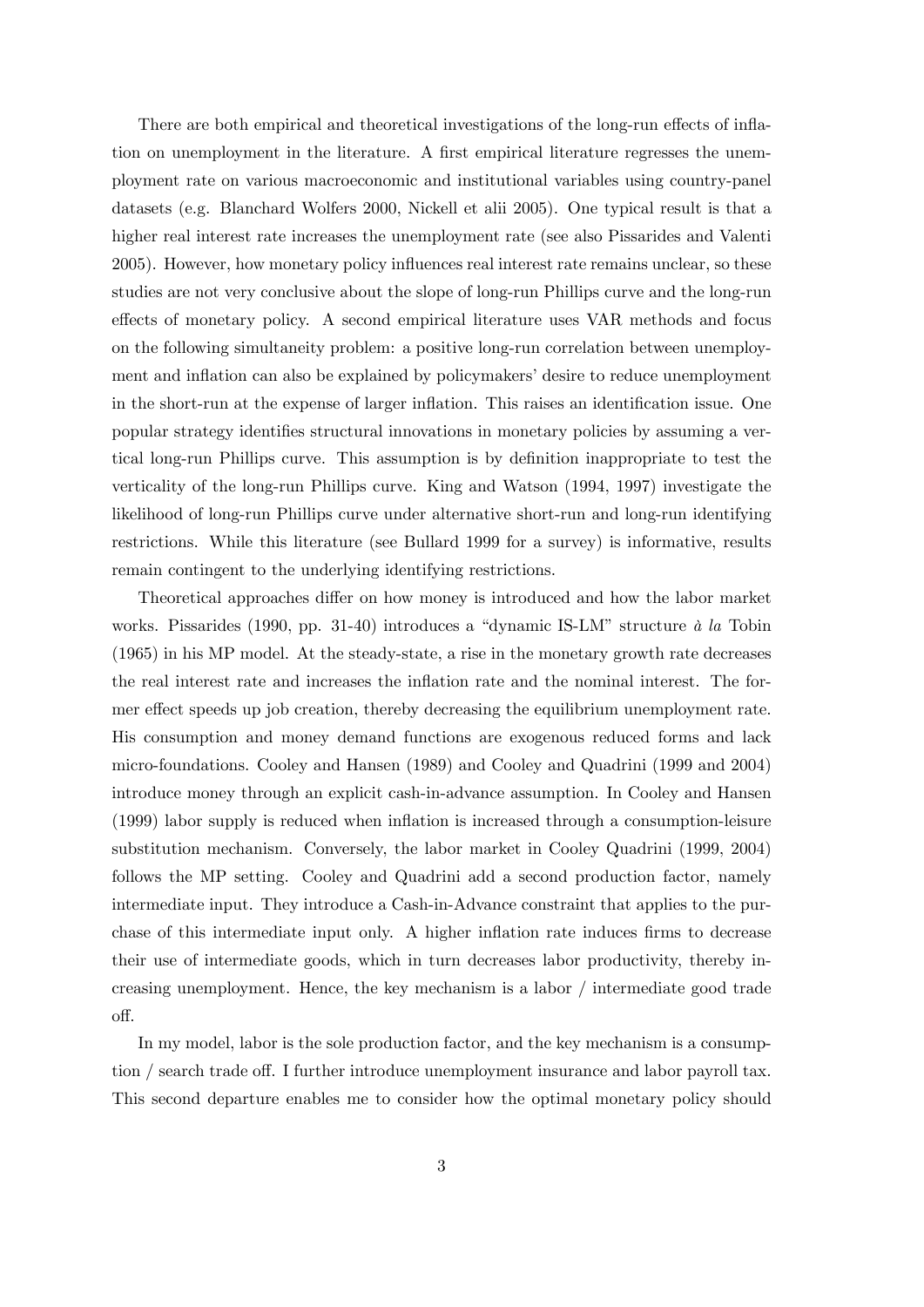There are both empirical and theoretical investigations of the long-run effects of inflation on unemployment in the literature. A first empirical literature regresses the unemployment rate on various macroeconomic and institutional variables using country-panel datasets (e.g. Blanchard Wolfers 2000, Nickell et alii 2005). One typical result is that a higher real interest rate increases the unemployment rate (see also Pissarides and Valenti 2005). However, how monetary policy influences real interest rate remains unclear, so these studies are not very conclusive about the slope of long-run Phillips curve and the long-run effects of monetary policy. A second empirical literature uses VAR methods and focus on the following simultaneity problem: a positive long-run correlation between unemployment and inflation can also be explained by policymakers' desire to reduce unemployment in the short-run at the expense of larger inflation. This raises an identification issue. One popular strategy identifies structural innovations in monetary policies by assuming a vertical long-run Phillips curve. This assumption is by definition inappropriate to test the verticality of the long-run Phillips curve. King and Watson (1994, 1997) investigate the likelihood of long-run Phillips curve under alternative short-run and long-run identifying restrictions. While this literature (see Bullard 1999 for a survey) is informative, results remain contingent to the underlying identifying restrictions.

Theoretical approaches differ on how money is introduced and how the labor market works. Pissarides (1990, pp. 31-40) introduces a "dynamic IS-LM" structure *à la* Tobin (1965) in his MP model. At the steady-state, a rise in the monetary growth rate decreases the real interest rate and increases the inflation rate and the nominal interest. The former effect speeds up job creation, thereby decreasing the equilibrium unemployment rate. His consumption and money demand functions are exogenous reduced forms and lack micro-foundations. Cooley and Hansen (1989) and Cooley and Quadrini (1999 and 2004) introduce money through an explicit cash-in-advance assumption. In Cooley and Hansen (1999) labor supply is reduced when inflation is increased through a consumption-leisure substitution mechanism. Conversely, the labor market in Cooley Quadrini (1999, 2004) follows the MP setting. Cooley and Quadrini add a second production factor, namely intermediate input. They introduce a Cash-in-Advance constraint that applies to the purchase of this intermediate input only. A higher inflation rate induces firms to decrease their use of intermediate goods, which in turn decreases labor productivity, thereby increasing unemployment. Hence, the key mechanism is a labor / intermediate good trade off.

In my model, labor is the sole production factor, and the key mechanism is a consumption / search trade off. I further introduce unemployment insurance and labor payroll tax. This second departure enables me to consider how the optimal monetary policy should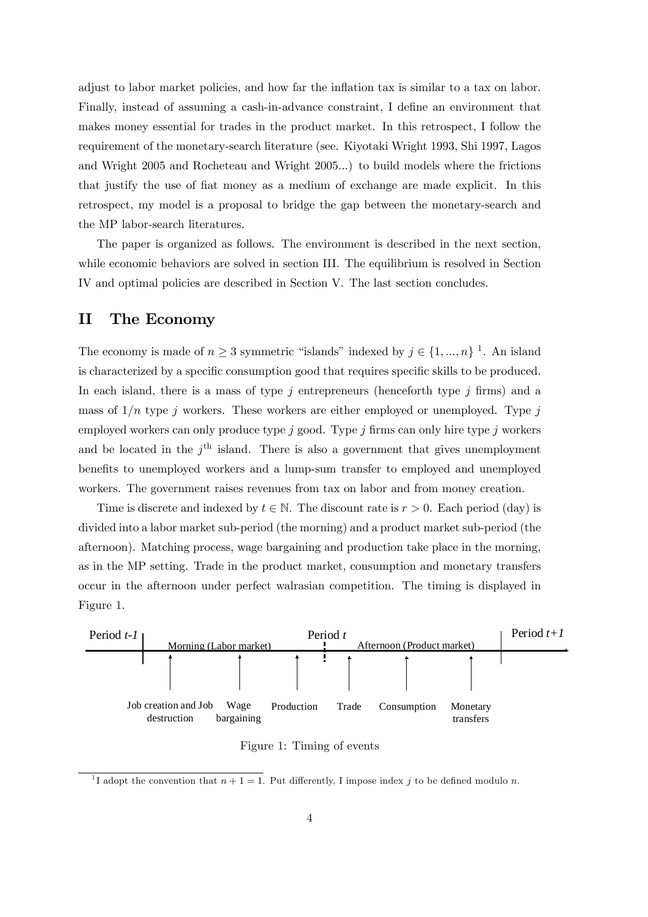adjust to labor market policies, and how far the inflation tax is similar to a tax on labor. Finally, instead of assuming a cash-in-advance constraint, I define an environment that makes money essential for trades in the product market. In this retrospect, I follow the requirement of the monetary-search literature (see. Kiyotaki Wright 1993, Shi 1997, Lagos and Wright 2005 and Rocheteau and Wright 2005...) to build models where the frictions that justify the use of fiat money as a medium of exchange are made explicit. In this retrospect, my model is a proposal to bridge the gap between the monetary-search and the MP labor-search literatures.

The paper is organized as follows. The environment is described in the next section, while economic behaviors are solved in section III. The equilibrium is resolved in Section IV and optimal policies are described in Section V. The last section concludes.

## II The Economy

The economy is made of $n \geq 3$ symmetric "islands" indexed by $j \in \{1, ..., n\}$ [1]. An island is characterized by a specific consumption good that requires specific skills to be produced. In each island, there is a mass of type $j$ entrepreneurs (henceforth type $j$ firms) and a mass of $1/n$ type $j$ workers. These workers are either employed or unemployed. Type $j$ employed workers can only produce type $j$ good. Type $j$ firms can only hire type $j$ workers and be located in the $j^{\text{th}}$ island. There is also a government that gives unemployment benefits to unemployed workers and a lump-sum transfer to employed and unemployed workers. The government raises revenues from tax on labor and from money creation.

Time is discrete and indexed by $t \in \mathbb{N}$. The discount rate is $r > 0$. Each period (day) is divided into a labor market sub-period (the morning) and a product market sub-period (the afternoon). Matching process, wage bargaining and production take place in the morning, as in the MP setting. Trade in the product market, consumption and monetary transfers occur in the afternoon under perfect walrasian competition. The timing is displayed in Figure 1.

| Period *t-1* | Period *t* | | Period *t+1* |
|---|---|---|---|
| | Morning (Labor market) | Afternoon (Product market) | |
| | Job creation and Job destruction; Wage bargaining; Production | Trade; Consumption; Monetary transfers | |

Figure 1: Timing of events

[1] I adopt the convention that $n + 1 = 1$. Put differently, I impose index $j$ to be defined modulo $n$.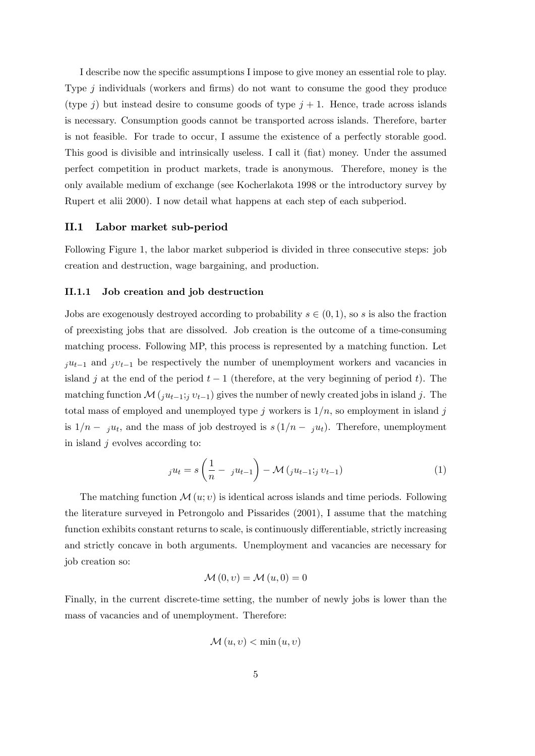I describe now the specific assumptions I impose to give money an essential role to play. Type $j$ individuals (workers and firms) do not want to consume the good they produce (type $j$) but instead desire to consume goods of type $j+1$. Hence, trade across islands is necessary. Consumption goods cannot be transported across islands. Therefore, barter is not feasible. For trade to occur, I assume the existence of a perfectly storable good. This good is divisible and intrinsically useless. I call it (fiat) money. Under the assumed perfect competition in product markets, trade is anonymous. Therefore, money is the only available medium of exchange (see Kocherlakota 1998 or the introductory survey by Rupert et alii 2000). I now detail what happens at each step of each subperiod.

## II.1 Labor market sub-period

Following Figure 1, the labor market subperiod is divided in three consecutive steps: job creation and destruction, wage bargaining, and production.

### II.1.1 Job creation and job destruction

Jobs are exogenously destroyed according to probability $s \in (0,1)$, so $s$ is also the fraction of preexisting jobs that are dissolved. Job creation is the outcome of a time-consuming matching process. Following MP, this process is represented by a matching function. Let ${}_ju_{t-1}$ and ${}_j\upsilon_{t-1}$ be respectively the number of unemployment workers and vacancies in island $j$ at the end of the period $t-1$ (therefore, at the very beginning of period $t$). The matching function $\mathcal{M}\left({}_ju_{t-1};{}_j\upsilon_{t-1}\right)$ gives the number of newly created jobs in island $j$. The total mass of employed and unemployed type $j$ workers is $1/n$, so employment in island $j$ is $1/n - {}_ju_t$, and the mass of job destroyed is $s\left(1/n - {}_ju_t\right)$. Therefore, unemployment in island $j$ evolves according to:

$$
{}_ju_t = s\left(\frac{1}{n} - {}_ju_{t-1}\right) - \mathcal{M}\left({}_ju_{t-1};{}_j\upsilon_{t-1}\right) \tag{1}
$$

The matching function $\mathcal{M}(u;\upsilon)$ is identical across islands and time periods. Following the literature surveyed in Petrongolo and Pissarides (2001), I assume that the matching function exhibits constant returns to scale, is continuously differentiable, strictly increasing and strictly concave in both arguments. Unemployment and vacancies are necessary for job creation so:

$$
\mathcal{M}(0,\upsilon) = \mathcal{M}(u,0) = 0
$$

Finally, in the current discrete-time setting, the number of newly jobs is lower than the mass of vacancies and of unemployment. Therefore:

$$
\mathcal{M}(u,\upsilon) < \min(u,\upsilon)
$$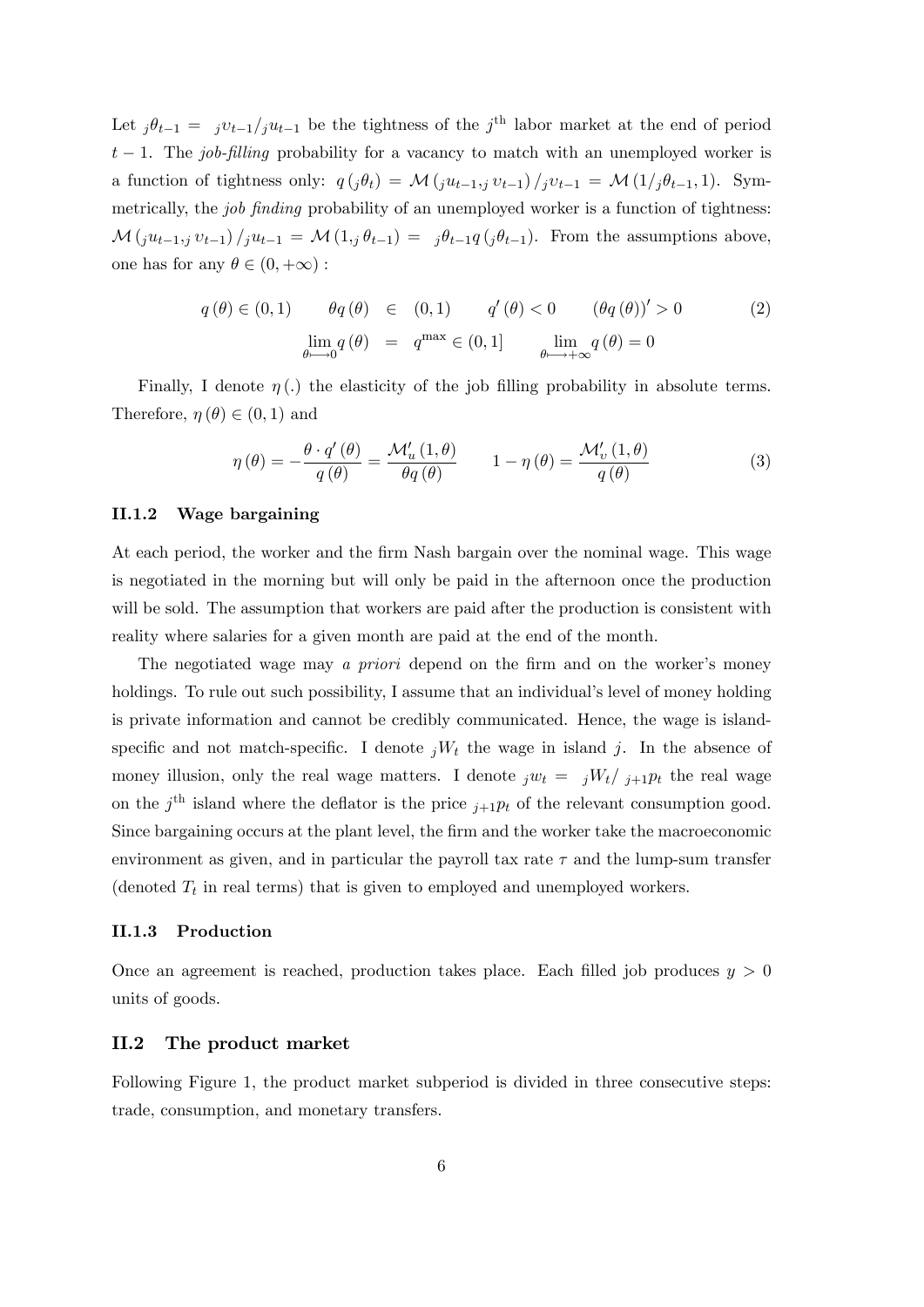Let ${}_j\theta_{t-1} = {}_j\upsilon_{t-1}/{}_ju_{t-1}$ be the tightness of the $j^{\text{th}}$ labor market at the end of period $t-1$. The *job-filling* probability for a vacancy to match with an unemployed worker is a function of tightness only: $q({}_j\theta_t) = \mathcal{M}({}_ju_{t-1}, {}_j\upsilon_{t-1})/{}_j\upsilon_{t-1} = \mathcal{M}(1/{}_j\theta_{t-1}, 1)$. Symmetrically, the *job finding* probability of an unemployed worker is a function of tightness: $\mathcal{M}({}_ju_{t-1}, {}_j\upsilon_{t-1})/{}_ju_{t-1} = \mathcal{M}(1, {}_j\theta_{t-1}) = {}_j\theta_{t-1}q({}_j\theta_{t-1})$. From the assumptions above, one has for any $\theta \in (0, +\infty)$ :

$$
\begin{aligned}
q(\theta) \in (0,1) \qquad \theta q(\theta) &\in (0,1) \qquad q'(\theta) < 0 \qquad (\theta q(\theta))' > 0 \\
\lim_{\theta \longrightarrow 0} q(\theta) &= q^{\max} \in (0,1] \qquad \lim_{\theta \longrightarrow +\infty} q(\theta) = 0
\end{aligned}
\tag{2}
$$

Finally, I denote $\eta(.)$ the elasticity of the job filling probability in absolute terms. Therefore, $\eta(\theta) \in (0,1)$ and

$$
\eta(\theta) = -\frac{\theta \cdot q'(\theta)}{q(\theta)} = \frac{\mathcal{M}'_u(1,\theta)}{\theta q(\theta)} \qquad 1 - \eta(\theta) = \frac{\mathcal{M}'_\upsilon(1,\theta)}{q(\theta)}
\tag{3}
$$

#### II.1.2 Wage bargaining

At each period, the worker and the firm Nash bargain over the nominal wage. This wage is negotiated in the morning but will only be paid in the afternoon once the production will be sold. The assumption that workers are paid after the production is consistent with reality where salaries for a given month are paid at the end of the month.

The negotiated wage may *a priori* depend on the firm and on the worker's money holdings. To rule out such possibility, I assume that an individual's level of money holding is private information and cannot be credibly communicated. Hence, the wage is island-specific and not match-specific. I denote ${}_jW_t$ the wage in island $j$. In the absence of money illusion, only the real wage matters. I denote ${}_jw_t = {}_jW_t/{}_{j+1}p_t$ the real wage on the $j^{\text{th}}$ island where the deflator is the price ${}_{j+1}p_t$ of the relevant consumption good. Since bargaining occurs at the plant level, the firm and the worker take the macroeconomic environment as given, and in particular the payroll tax rate $\tau$ and the lump-sum transfer (denoted $T_t$ in real terms) that is given to employed and unemployed workers.

#### II.1.3 Production

Once an agreement is reached, production takes place. Each filled job produces $y > 0$ units of goods.

### II.2 The product market

Following Figure 1, the product market subperiod is divided in three consecutive steps: trade, consumption, and monetary transfers.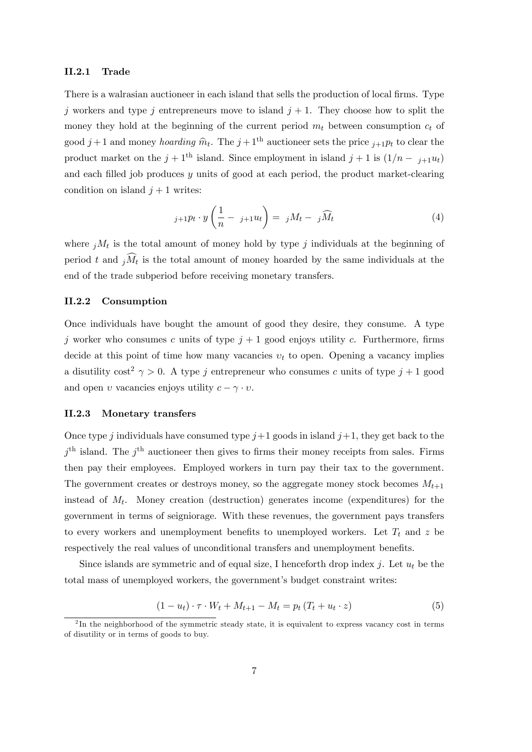### II.2.1 Trade

There is a walrasian auctioneer in each island that sells the production of local firms. Type $j$ workers and type $j$ entrepreneurs move to island $j+1$. They choose how to split the money they hold at the beginning of the current period $m_t$ between consumption $c_t$ of good $j+1$ and money *hoarding* $\widehat{m}_t$. The $j+1^{\text{th}}$ auctioneer sets the price ${}_{j+1}p_t$ to clear the product market on the $j+1^{\text{th}}$ island. Since employment in island $j+1$ is $(1/n - {}_{j+1}u_t)$ and each filled job produces $y$ units of good at each period, the product market-clearing condition on island $j+1$ writes:

$$
{}_{j+1}p_t \cdot y \left( \frac{1}{n} - {}_{j+1}u_t \right) = {}_{j}M_t - {}_{j}\widehat{M_t} \tag{4}
$$

where ${}_{j}M_t$ is the total amount of money hold by type $j$ individuals at the beginning of period $t$ and ${}_{j}\widehat{M_t}$ is the total amount of money hoarded by the same individuals at the end of the trade subperiod before receiving monetary transfers.

### II.2.2 Consumption

Once individuals have bought the amount of good they desire, they consume. A type $j$ worker who consumes $c$ units of type $j+1$ good enjoys utility $c$. Furthermore, firms decide at this point of time how many vacancies $\upsilon_t$ to open. Opening a vacancy implies a disutility cost[2] $\gamma > 0$. A type $j$ entrepreneur who consumes $c$ units of type $j+1$ good and open $\upsilon$ vacancies enjoys utility $c - \gamma \cdot \upsilon$.

### II.2.3 Monetary transfers

Once type $j$ individuals have consumed type $j+1$ goods in island $j+1$, they get back to the $j^{\text{th}}$ island. The $j^{\text{th}}$ auctioneer then gives to firms their money receipts from sales. Firms then pay their employees. Employed workers in turn pay their tax to the government. The government creates or destroys money, so the aggregate money stock becomes $M_{t+1}$ instead of $M_t$. Money creation (destruction) generates income (expenditures) for the government in terms of seigniorage. With these revenues, the government pays transfers to every workers and unemployment benefits to unemployed workers. Let $T_t$ and $z$ be respectively the real values of unconditional transfers and unemployment benefits.

Since islands are symmetric and of equal size, I henceforth drop index $j$. Let $u_t$ be the total mass of unemployed workers, the government's budget constraint writes:

$$
(1 - u_t) \cdot \tau \cdot W_t + M_{t+1} - M_t = p_t \left( T_t + u_t \cdot z \right) \tag{5}
$$

[2] In the neighborhood of the symmetric steady state, it is equivalent to express vacancy cost in terms of disutility or in terms of goods to buy.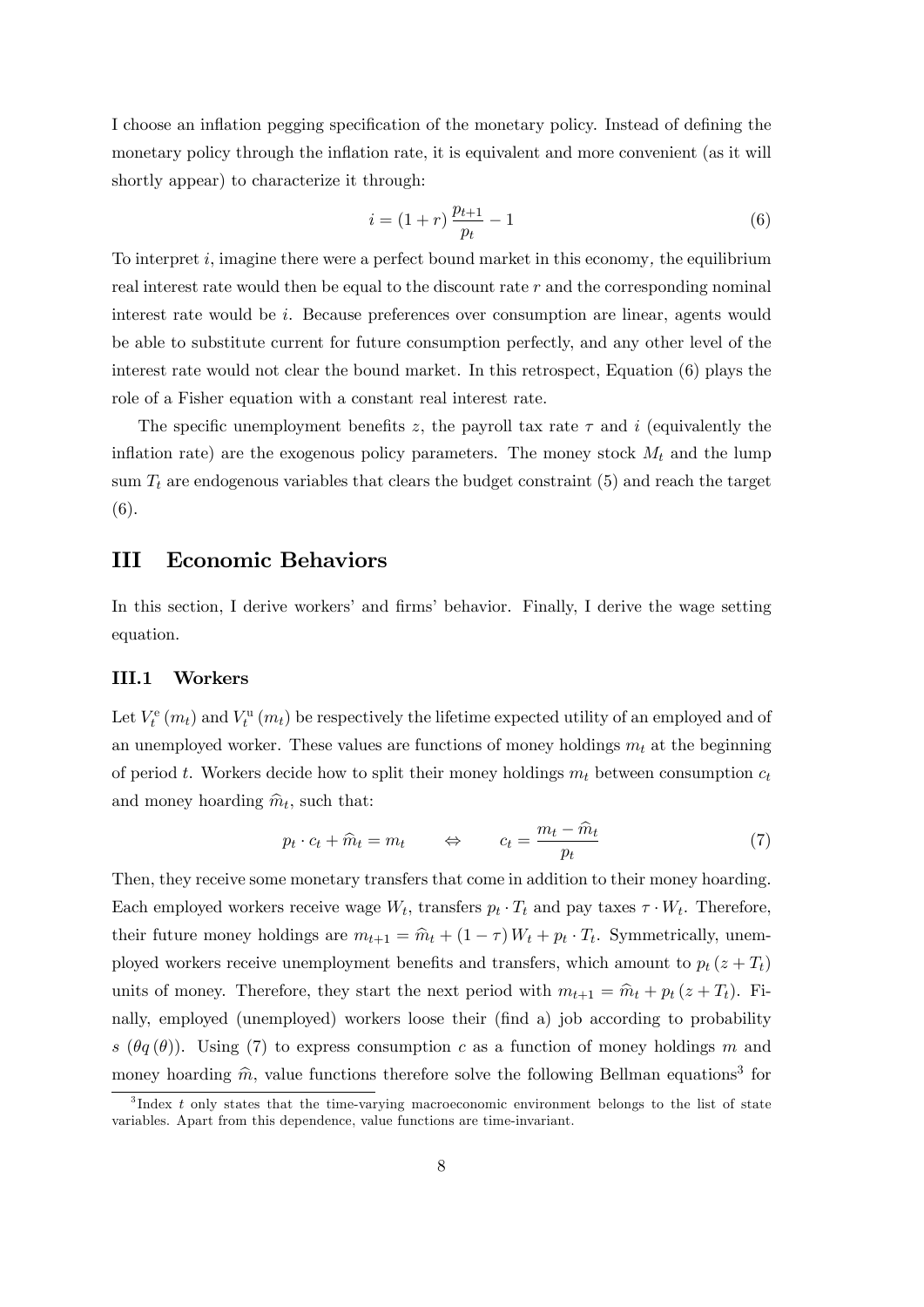I choose an inflation pegging specification of the monetary policy. Instead of defining the monetary policy through the inflation rate, it is equivalent and more convenient (as it will shortly appear) to characterize it through:

$$i = (1 + r) \frac{p_{t+1}}{p_t} - 1 \tag{6}$$

To interpret $i$, imagine there were a perfect bound market in this economy, the equilibrium real interest rate would then be equal to the discount rate $r$ and the corresponding nominal interest rate would be $i$. Because preferences over consumption are linear, agents would be able to substitute current for future consumption perfectly, and any other level of the interest rate would not clear the bound market. In this retrospect, Equation (6) plays the role of a Fisher equation with a constant real interest rate.

The specific unemployment benefits $z$, the payroll tax rate $\tau$ and $i$ (equivalently the inflation rate) are the exogenous policy parameters. The money stock $M_t$ and the lump sum $T_t$ are endogenous variables that clears the budget constraint (5) and reach the target (6).

# III Economic Behaviors

In this section, I derive workers' and firms' behavior. Finally, I derive the wage setting equation.

## III.1 Workers

Let $V_t^{\mathrm{e}}(m_t)$ and $V_t^{\mathrm{u}}(m_t)$ be respectively the lifetime expected utility of an employed and of an unemployed worker. These values are functions of money holdings $m_t$ at the beginning of period $t$. Workers decide how to split their money holdings $m_t$ between consumption $c_t$ and money hoarding $\widehat{m}_t$, such that:

$$p_t \cdot c_t + \widehat{m}_t = m_t \qquad \Leftrightarrow \qquad c_t = \frac{m_t - \widehat{m}_t}{p_t} \tag{7}$$

Then, they receive some monetary transfers that come in addition to their money hoarding. Each employed workers receive wage $W_t$, transfers $p_t \cdot T_t$ and pay taxes $\tau \cdot W_t$. Therefore, their future money holdings are $m_{t+1} = \widehat{m}_t + (1 - \tau) W_t + p_t \cdot T_t$. Symmetrically, unemployed workers receive unemployment benefits and transfers, which amount to $p_t (z + T_t)$ units of money. Therefore, they start the next period with $m_{t+1} = \widehat{m}_t + p_t (z + T_t)$. Finally, employed (unemployed) workers loose their (find a) job according to probability $s$ ($\theta q(\theta)$). Using (7) to express consumption $c$ as a function of money holdings $m$ and money hoarding $\widehat{m}$, value functions therefore solve the following Bellman equations[3] for

[3] Index $t$ only states that the time-varying macroeconomic environment belongs to the list of state variables. Apart from this dependence, value functions are time-invariant.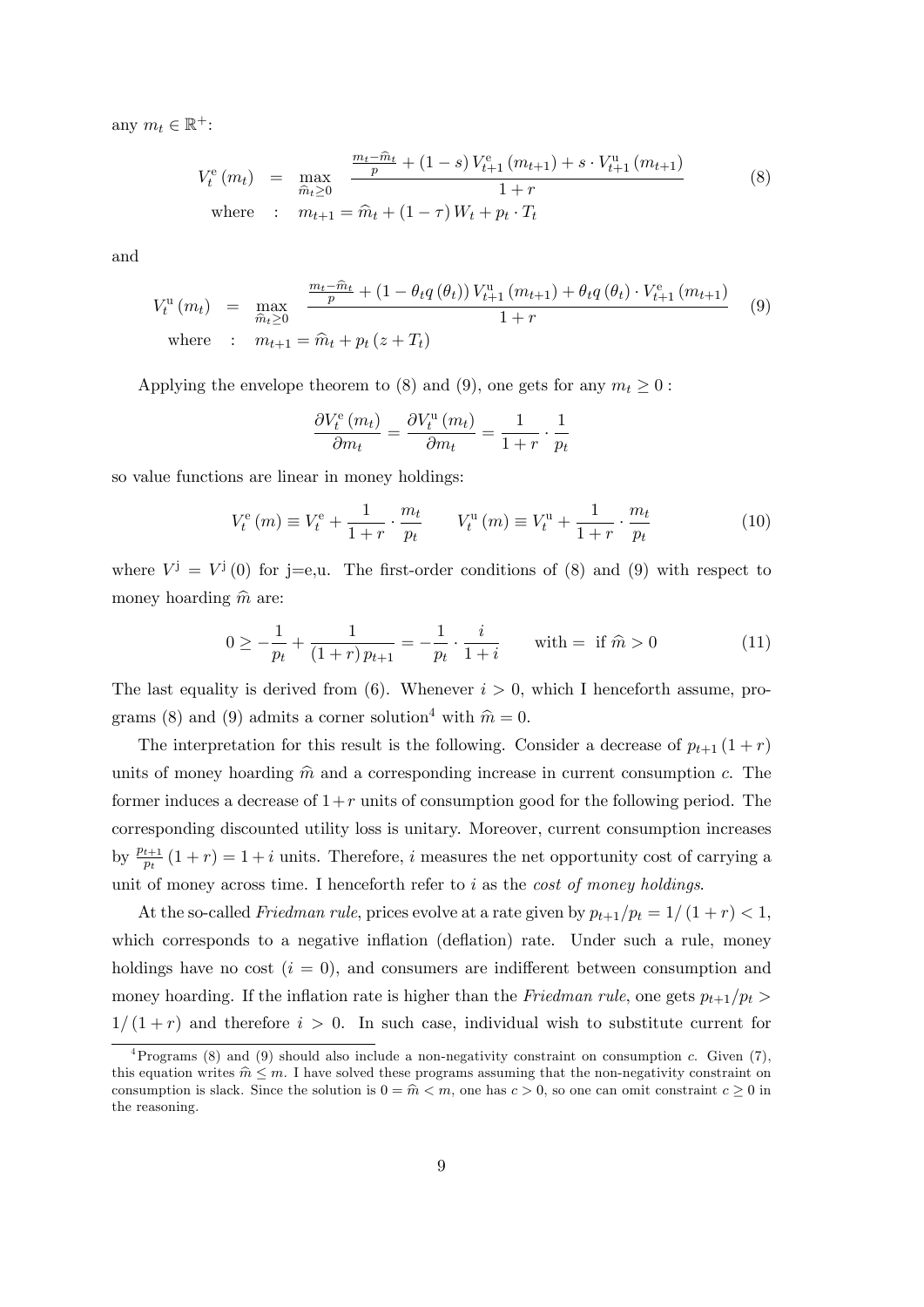any $m_t \in \mathbb{R}^+$:

$$
\begin{aligned}
V_t^{\mathrm{e}}(m_t) &= \max_{\widehat{m}_t \geq 0} \frac{\frac{m_t - \widehat{m}_t}{p} + (1-s) V_{t+1}^{\mathrm{e}}(m_{t+1}) + s \cdot V_{t+1}^{\mathrm{u}}(m_{t+1})}{1+r} \\
\text{where} &: \quad m_{t+1} = \widehat{m}_t + (1-\tau) W_t + p_t \cdot T_t
\end{aligned} \tag{8}
$$

and

$$
\begin{aligned}
V_t^{\mathrm{u}}(m_t) &= \max_{\widehat{m}_t \geq 0} \frac{\frac{m_t - \widehat{m}_t}{p} + (1 - \theta_t q(\theta_t)) V_{t+1}^{\mathrm{u}}(m_{t+1}) + \theta_t q(\theta_t) \cdot V_{t+1}^{\mathrm{e}}(m_{t+1})}{1+r} \\
\text{where} &: \quad m_{t+1} = \widehat{m}_t + p_t (z + T_t)
\end{aligned} \tag{9}
$$

Applying the envelope theorem to (8) and (9), one gets for any $m_t \geq 0$ :

$$
\frac{\partial V_t^{\mathrm{e}}(m_t)}{\partial m_t} = \frac{\partial V_t^{\mathrm{u}}(m_t)}{\partial m_t} = \frac{1}{1+r} \cdot \frac{1}{p_t}
$$

so value functions are linear in money holdings:

$$
V_t^{\mathrm{e}}(m) \equiv V_t^{\mathrm{e}} + \frac{1}{1+r} \cdot \frac{m_t}{p_t} \qquad V_t^{\mathrm{u}}(m) \equiv V_t^{\mathrm{u}} + \frac{1}{1+r} \cdot \frac{m_t}{p_t} \tag{10}
$$

where $V^{\mathrm{j}} = V^{\mathrm{j}}(0)$ for j=e,u. The first-order conditions of (8) and (9) with respect to money hoarding $\widehat{m}$ are:

$$
0 \geq -\frac{1}{p_t} + \frac{1}{(1+r) p_{t+1}} = -\frac{1}{p_t} \cdot \frac{i}{1+i} \qquad \text{with} = \text{ if } \widehat{m} > 0 \tag{11}
$$

The last equality is derived from (6). Whenever $i > 0$, which I henceforth assume, programs (8) and (9) admits a corner solution[4] with $\widehat{m} = 0$.

The interpretation for this result is the following. Consider a decrease of $p_{t+1}(1+r)$ units of money hoarding $\widehat{m}$ and a corresponding increase in current consumption $c$. The former induces a decrease of $1+r$ units of consumption good for the following period. The corresponding discounted utility loss is unitary. Moreover, current consumption increases by $\frac{p_{t+1}}{p_t}(1+r) = 1+i$ units. Therefore, $i$ measures the net opportunity cost of carrying a unit of money across time. I henceforth refer to $i$ as the *cost of money holdings*.

At the so-called *Friedman rule*, prices evolve at a rate given by $p_{t+1}/p_t = 1/(1+r) < 1$, which corresponds to a negative inflation (deflation) rate. Under such a rule, money holdings have no cost ($i = 0$), and consumers are indifferent between consumption and money hoarding. If the inflation rate is higher than the *Friedman rule*, one gets $p_{t+1}/p_t > 1/(1+r)$ and therefore $i > 0$. In such case, individual wish to substitute current for

[4] Programs (8) and (9) should also include a non-negativity constraint on consumption $c$. Given (7), this equation writes $\widehat{m} \leq m$. I have solved these programs assuming that the non-negativity constraint on consumption is slack. Since the solution is $0 = \widehat{m} < m$, one has $c > 0$, so one can omit constraint $c \geq 0$ in the reasoning.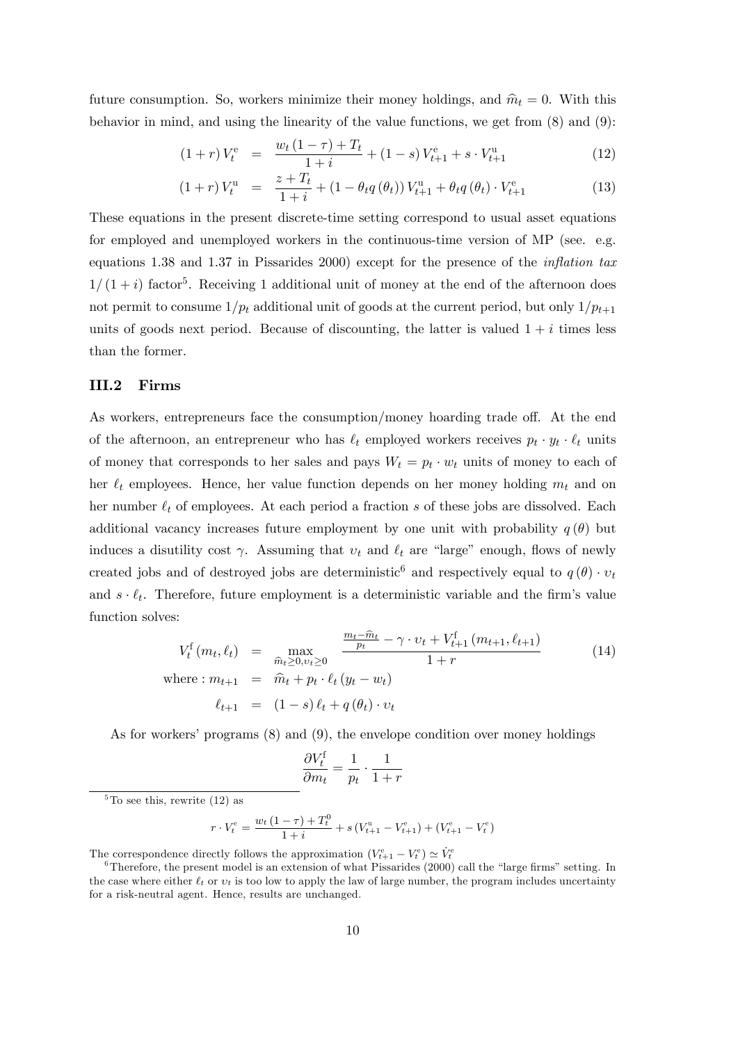future consumption. So, workers minimize their money holdings, and $\widehat{m}_t = 0$. With this behavior in mind, and using the linearity of the value functions, we get from (8) and (9):

$$(1+r)\, V_t^{\mathrm{e}} = \frac{w_t (1-\tau) + T_t}{1+i} + (1-s)\, V_{t+1}^{\mathrm{e}} + s \cdot V_{t+1}^{\mathrm{u}} \tag{12}$$

$$(1+r)\, V_t^{\mathrm{u}} = \frac{z + T_t}{1+i} + (1 - \theta_t q(\theta_t))\, V_{t+1}^{\mathrm{u}} + \theta_t q(\theta_t) \cdot V_{t+1}^{\mathrm{e}} \tag{13}$$

These equations in the present discrete-time setting correspond to usual asset equations for employed and unemployed workers in the continuous-time version of MP (see. e.g. equations 1.38 and 1.37 in Pissarides 2000) except for the presence of the *inflation tax* $1/(1+i)$ factor[5]. Receiving 1 additional unit of money at the end of the afternoon does not permit to consume $1/p_t$ additional unit of goods at the current period, but only $1/p_{t+1}$ units of goods next period. Because of discounting, the latter is valued $1+i$ times less than the former.

### III.2 Firms

As workers, entrepreneurs face the consumption/money hoarding trade off. At the end of the afternoon, an entrepreneur who has $\ell_t$ employed workers receives $p_t \cdot y_t \cdot \ell_t$ units of money that corresponds to her sales and pays $W_t = p_t \cdot w_t$ units of money to each of her $\ell_t$ employees. Hence, her value function depends on her money holding $m_t$ and on her number $\ell_t$ of employees. At each period a fraction $s$ of these jobs are dissolved. Each additional vacancy increases future employment by one unit with probability $q(\theta)$ but induces a disutility cost $\gamma$. Assuming that $\upsilon_t$ and $\ell_t$ are "large" enough, flows of newly created jobs and of destroyed jobs are deterministic[6] and respectively equal to $q(\theta) \cdot \upsilon_t$ and $s \cdot \ell_t$. Therefore, future employment is a deterministic variable and the firm's value function solves:

$$\begin{aligned}
V_t^{\mathrm{f}}(m_t, \ell_t) &= \max_{\widehat{m}_t \geq 0, \upsilon_t \geq 0} \frac{\frac{m_t - \widehat{m}_t}{p_t} - \gamma \cdot \upsilon_t + V_{t+1}^{\mathrm{f}}(m_{t+1}, \ell_{t+1})}{1+r} \\
\text{where} : m_{t+1} &= \widehat{m}_t + p_t \cdot \ell_t (y_t - w_t) \\
\ell_{t+1} &= (1-s)\,\ell_t + q(\theta_t) \cdot \upsilon_t
\end{aligned} \tag{14}$$

As for workers' programs (8) and (9), the envelope condition over money holdings

$$\frac{\partial V_t^{\mathrm{f}}}{\partial m_t} = \frac{1}{p_t} \cdot \frac{1}{1+r}$$

---

[5] To see this, rewrite (12) as

$$r \cdot V_t^{\mathrm{e}} = \frac{w_t (1-\tau) + T_t^0}{1+i} + s\,(V_{t+1}^{\mathrm{u}} - V_{t+1}^{\mathrm{e}}) + (V_{t+1}^{\mathrm{e}} - V_t^{\mathrm{e}})$$

The correspondence directly follows the approximation $(V_{t+1}^{\mathrm{e}} - V_t^{\mathrm{e}}) \simeq \dot{V}_t^{\mathrm{e}}$

[6] Therefore, the present model is an extension of what Pissarides (2000) call the "large firms" setting. In the case where either $\ell_t$ or $\upsilon_t$ is too low to apply the law of large number, the program includes uncertainty for a risk-neutral agent. Hence, results are unchanged.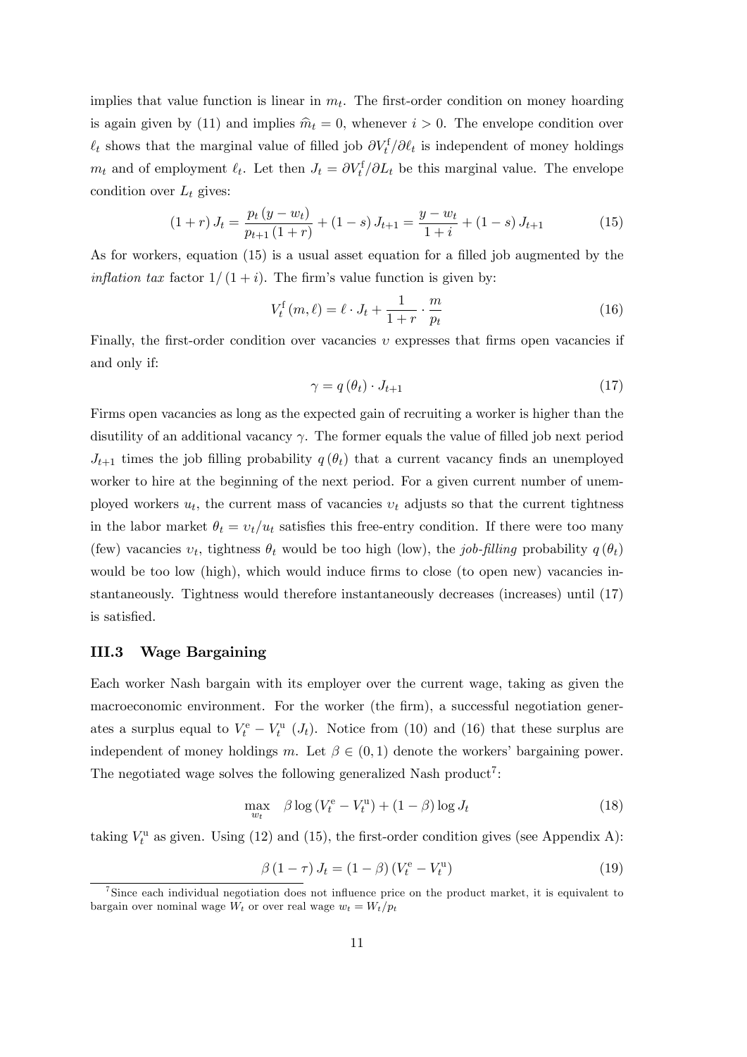implies that value function is linear in $m_t$. The first-order condition on money hoarding is again given by (11) and implies $\widehat{m}_t = 0$, whenever $i > 0$. The envelope condition over $\ell_t$ shows that the marginal value of filled job $\partial V_t^{\mathrm{f}}/\partial \ell_t$ is independent of money holdings $m_t$ and of employment $\ell_t$. Let then $J_t = \partial V_t^{\mathrm{f}}/\partial L_t$ be this marginal value. The envelope condition over $L_t$ gives:

$$(1+r)\,J_t = \frac{p_t\,(y - w_t)}{p_{t+1}\,(1+r)} + (1-s)\,J_{t+1} = \frac{y - w_t}{1+i} + (1-s)\,J_{t+1} \tag{15}$$

As for workers, equation (15) is a usual asset equation for a filled job augmented by the *inflation tax* factor $1/(1+i)$. The firm's value function is given by:

$$V_t^{\mathrm{f}}(m,\ell) = \ell \cdot J_t + \frac{1}{1+r} \cdot \frac{m}{p_t} \tag{16}$$

Finally, the first-order condition over vacancies $\upsilon$ expresses that firms open vacancies if and only if:

$$\gamma = q(\theta_t) \cdot J_{t+1} \tag{17}$$

Firms open vacancies as long as the expected gain of recruiting a worker is higher than the disutility of an additional vacancy $\gamma$. The former equals the value of filled job next period $J_{t+1}$ times the job filling probability $q(\theta_t)$ that a current vacancy finds an unemployed worker to hire at the beginning of the next period. For a given current number of unemployed workers $u_t$, the current mass of vacancies $\upsilon_t$ adjusts so that the current tightness in the labor market $\theta_t = \upsilon_t/u_t$ satisfies this free-entry condition. If there were too many (few) vacancies $\upsilon_t$, tightness $\theta_t$ would be too high (low), the *job-filling* probability $q(\theta_t)$ would be too low (high), which would induce firms to close (to open new) vacancies instantaneously. Tightness would therefore instantaneously decreases (increases) until (17) is satisfied.

### III.3 Wage Bargaining

Each worker Nash bargain with its employer over the current wage, taking as given the macroeconomic environment. For the worker (the firm), a successful negotiation generates a surplus equal to $V_t^{\mathrm{e}} - V_t^{\mathrm{u}}$ ($J_t$). Notice from (10) and (16) that these surplus are independent of money holdings $m$. Let $\beta \in (0,1)$ denote the workers' bargaining power. The negotiated wage solves the following generalized Nash product[7]:

$$\max_{w_t} \quad \beta \log\left(V_t^{\mathrm{e}} - V_t^{\mathrm{u}}\right) + (1-\beta)\log J_t \tag{18}$$

taking $V_t^{\mathrm{u}}$ as given. Using (12) and (15), the first-order condition gives (see Appendix A):

$$\beta\,(1-\tau)\,J_t = (1-\beta)\left(V_t^{\mathrm{e}} - V_t^{\mathrm{u}}\right) \tag{19}$$

[7] Since each individual negotiation does not influence price on the product market, it is equivalent to bargain over nominal wage $W_t$ or over real wage $w_t = W_t/p_t$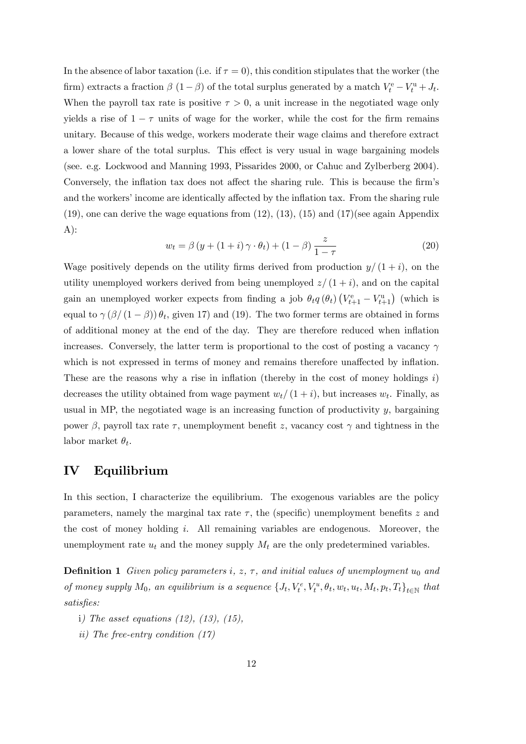In the absence of labor taxation (i.e. if $\tau = 0$), this condition stipulates that the worker (the firm) extracts a fraction $\beta$ $(1-\beta)$ of the total surplus generated by a match $V_t^{\mathrm{e}} - V_t^{\mathrm{u}} + J_t$. When the payroll tax rate is positive $\tau > 0$, a unit increase in the negotiated wage only yields a rise of $1-\tau$ units of wage for the worker, while the cost for the firm remains unitary. Because of this wedge, workers moderate their wage claims and therefore extract a lower share of the total surplus. This effect is very usual in wage bargaining models (see. e.g. Lockwood and Manning 1993, Pissarides 2000, or Cahuc and Zylberberg 2004). Conversely, the inflation tax does not affect the sharing rule. This is because the firm's and the workers' income are identically affected by the inflation tax. From the sharing rule (19), one can derive the wage equations from (12), (13), (15) and (17)(see again Appendix A):

$$w_t = \beta \left(y + (1+i)\,\gamma \cdot \theta_t\right) + (1-\beta)\,\frac{z}{1-\tau} \tag{20}$$

Wage positively depends on the utility firms derived from production $y/(1+i)$, on the utility unemployed workers derived from being unemployed $z/(1+i)$, and on the capital gain an unemployed worker expects from finding a job $\theta_t q(\theta_t)\left(V_{t+1}^{\mathrm{e}} - V_{t+1}^{\mathrm{u}}\right)$ (which is equal to $\gamma\,(\beta/(1-\beta))\,\theta_t$, given 17) and (19). The two former terms are obtained in forms of additional money at the end of the day. They are therefore reduced when inflation increases. Conversely, the latter term is proportional to the cost of posting a vacancy $\gamma$ which is not expressed in terms of money and remains therefore unaffected by inflation. These are the reasons why a rise in inflation (thereby in the cost of money holdings $i$) decreases the utility obtained from wage payment $w_t/(1+i)$, but increases $w_t$. Finally, as usual in MP, the negotiated wage is an increasing function of productivity $y$, bargaining power $\beta$, payroll tax rate $\tau$, unemployment benefit $z$, vacancy cost $\gamma$ and tightness in the labor market $\theta_t$.

# IV Equilibrium

In this section, I characterize the equilibrium. The exogenous variables are the policy parameters, namely the marginal tax rate $\tau$, the (specific) unemployment benefits $z$ and the cost of money holding $i$. All remaining variables are endogenous. Moreover, the unemployment rate $u_t$ and the money supply $M_t$ are the only predetermined variables.

**Definition 1** *Given policy parameters $i$, $z$, $\tau$, and initial values of unemployment $u_0$ and of money supply $M_0$, an equilibrium is a sequence $\{J_t, V_t^e, V_t^u, \theta_t, w_t, u_t, M_t, p_t, T_t\}_{t\in\mathbb{N}}$ that satisfies:*

i*) The asset equations (12), (13), (15),*

*ii) The free-entry condition (17)*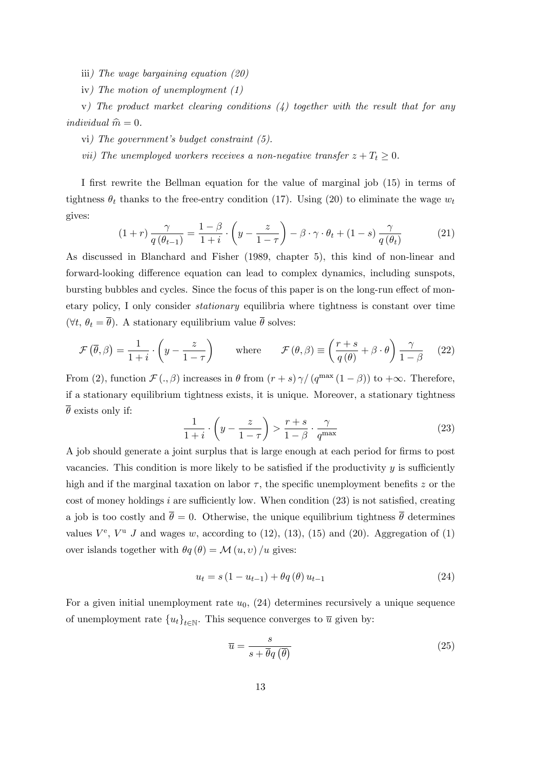iii*) The wage bargaining equation (20)*

iv*) The motion of unemployment (1)*

v*) The product market clearing conditions (4) together with the result that for any individual* $\widehat{m} = 0$.

vi*) The government's budget constraint (5).*

*vii) The unemployed workers receives a non-negative transfer* $z + T_t \geq 0$.

I first rewrite the Bellman equation for the value of marginal job (15) in terms of tightness $\theta_t$ thanks to the free-entry condition (17). Using (20) to eliminate the wage $w_t$ gives:

$$(1+r)\frac{\gamma}{q(\theta_{t-1})} = \frac{1-\beta}{1+i}\cdot\left(y - \frac{z}{1-\tau}\right) - \beta\cdot\gamma\cdot\theta_t + (1-s)\frac{\gamma}{q(\theta_t)} \tag{21}$$

As discussed in Blanchard and Fisher (1989, chapter 5), this kind of non-linear and forward-looking difference equation can lead to complex dynamics, including sunspots, bursting bubbles and cycles. Since the focus of this paper is on the long-run effect of monetary policy, I only consider *stationary* equilibria where tightness is constant over time ($\forall t,\ \theta_t = \overline{\theta}$). A stationary equilibrium value $\overline{\theta}$ solves:

$$\mathcal{F}\left(\overline{\theta}, \beta\right) = \frac{1}{1+i}\cdot\left(y - \frac{z}{1-\tau}\right) \qquad \text{where} \qquad \mathcal{F}(\theta,\beta) \equiv \left(\frac{r+s}{q(\theta)} + \beta\cdot\theta\right)\frac{\gamma}{1-\beta} \tag{22}$$

From (2), function $\mathcal{F}(.,\beta)$ increases in $\theta$ from $(r+s)\gamma/(q^{\max}(1-\beta))$ to $+\infty$. Therefore, if a stationary equilibrium tightness exists, it is unique. Moreover, a stationary tightness $\overline{\theta}$ exists only if:

$$\frac{1}{1+i}\cdot\left(y - \frac{z}{1-\tau}\right) > \frac{r+s}{1-\beta}\cdot\frac{\gamma}{q^{\max}} \tag{23}$$

A job should generate a joint surplus that is large enough at each period for firms to post vacancies. This condition is more likely to be satisfied if the productivity $y$ is sufficiently high and if the marginal taxation on labor $\tau$, the specific unemployment benefits $z$ or the cost of money holdings $i$ are sufficiently low. When condition (23) is not satisfied, creating a job is too costly and $\overline{\theta} = 0$. Otherwise, the unique equilibrium tightness $\overline{\theta}$ determines values $V^{\text{e}}$, $V^{\text{u}}$ $J$ and wages $w$, according to (12), (13), (15) and (20). Aggregation of (1) over islands together with $\theta q(\theta) = \mathcal{M}(u,v)/u$ gives:

$$u_t = s(1-u_{t-1}) + \theta q(\theta)\, u_{t-1} \tag{24}$$

For a given initial unemployment rate $u_0$, (24) determines recursively a unique sequence of unemployment rate $\{u_t\}_{t\in\mathbb{N}}$. This sequence converges to $\overline{u}$ given by:

$$\overline{u} = \frac{s}{s + \overline{\theta} q\left(\overline{\theta}\right)} \tag{25}$$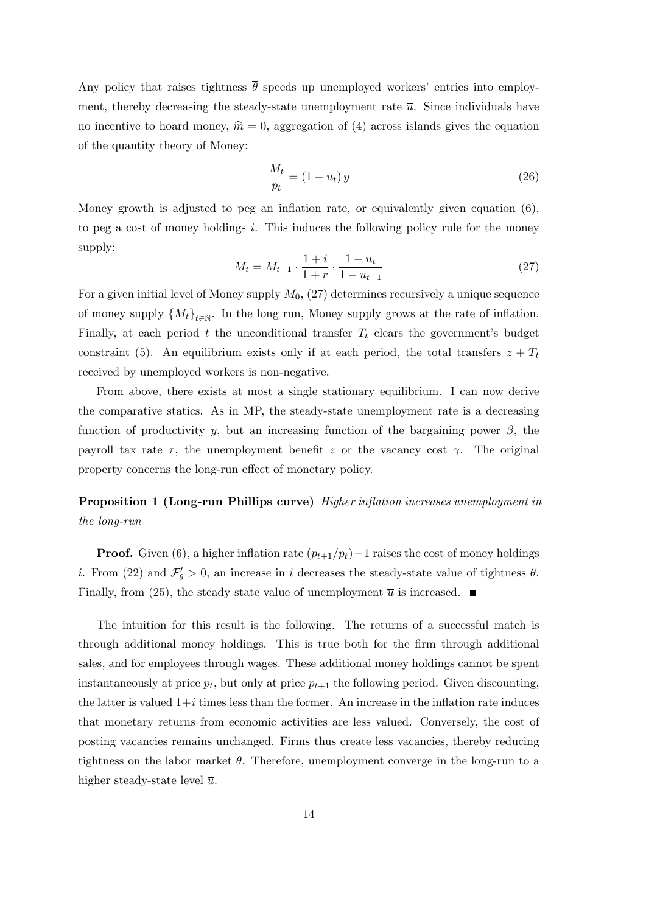Any policy that raises tightness $\overline{\theta}$ speeds up unemployed workers' entries into employment, thereby decreasing the steady-state unemployment rate $\overline{u}$. Since individuals have no incentive to hoard money, $\widehat{m} = 0$, aggregation of (4) across islands gives the equation of the quantity theory of Money:

$$\frac{M_t}{p_t} = (1 - u_t)\, y \tag{26}$$

Money growth is adjusted to peg an inflation rate, or equivalently given equation (6), to peg a cost of money holdings $i$. This induces the following policy rule for the money supply:

$$M_t = M_{t-1} \cdot \frac{1+i}{1+r} \cdot \frac{1-u_t}{1-u_{t-1}} \tag{27}$$

For a given initial level of Money supply $M_0$, (27) determines recursively a unique sequence of money supply $\{M_t\}_{t \in \mathbb{N}}$. In the long run, Money supply grows at the rate of inflation. Finally, at each period $t$ the unconditional transfer $T_t$ clears the government's budget constraint (5). An equilibrium exists only if at each period, the total transfers $z + T_t$ received by unemployed workers is non-negative.

From above, there exists at most a single stationary equilibrium. I can now derive the comparative statics. As in MP, the steady-state unemployment rate is a decreasing function of productivity $y$, but an increasing function of the bargaining power $\beta$, the payroll tax rate $\tau$, the unemployment benefit $z$ or the vacancy cost $\gamma$. The original property concerns the long-run effect of monetary policy.

**Proposition 1 (Long-run Phillips curve)** *Higher inflation increases unemployment in the long-run*

**Proof.** Given (6), a higher inflation rate $(p_{t+1}/p_t) - 1$ raises the cost of money holdings $i$. From (22) and $\mathcal{F}'_\theta > 0$, an increase in $i$ decreases the steady-state value of tightness $\overline{\theta}$. Finally, from (25), the steady state value of unemployment $\overline{u}$ is increased. ∎

The intuition for this result is the following. The returns of a successful match is through additional money holdings. This is true both for the firm through additional sales, and for employees through wages. These additional money holdings cannot be spent instantaneously at price $p_t$, but only at price $p_{t+1}$ the following period. Given discounting, the latter is valued $1+i$ times less than the former. An increase in the inflation rate induces that monetary returns from economic activities are less valued. Conversely, the cost of posting vacancies remains unchanged. Firms thus create less vacancies, thereby reducing tightness on the labor market $\overline{\theta}$. Therefore, unemployment converge in the long-run to a higher steady-state level $\overline{u}$.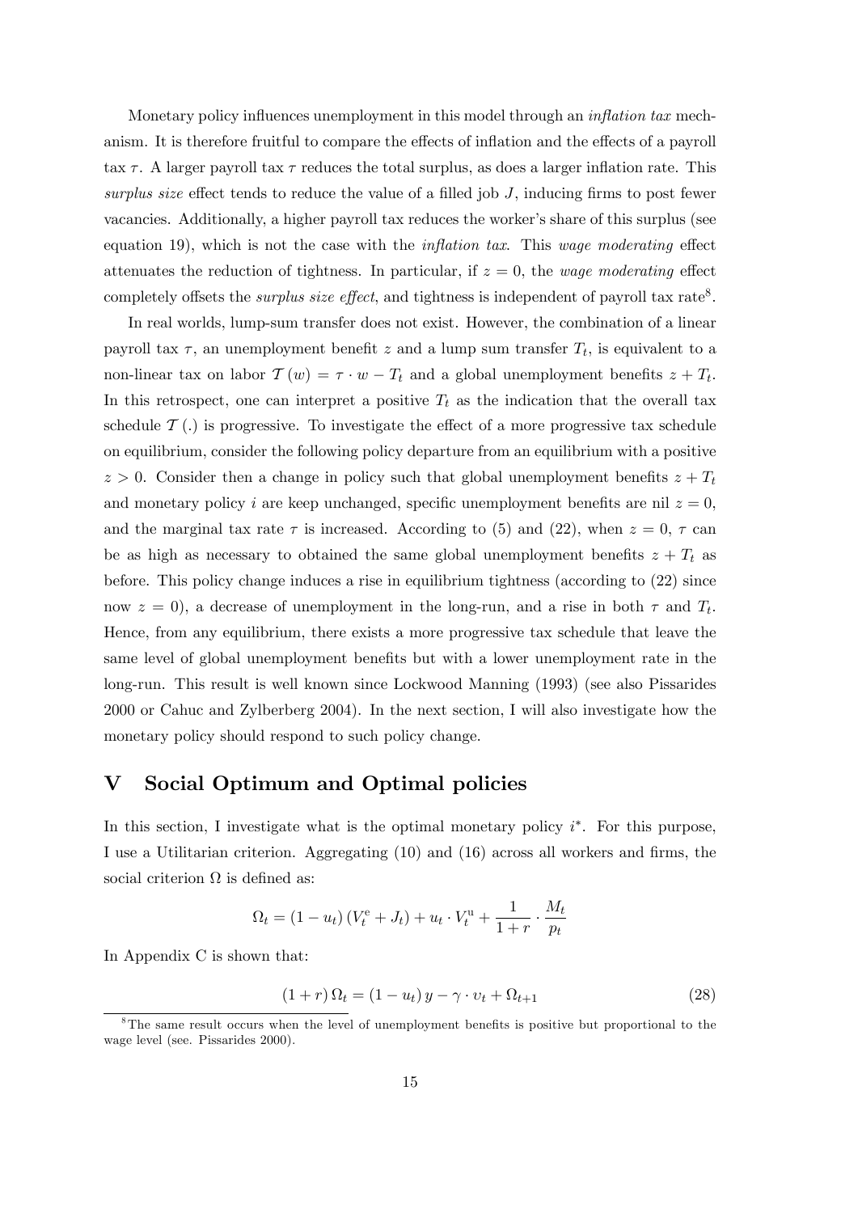Monetary policy influences unemployment in this model through an *inflation tax* mechanism. It is therefore fruitful to compare the effects of inflation and the effects of a payroll tax $\tau$. A larger payroll tax $\tau$ reduces the total surplus, as does a larger inflation rate. This *surplus size* effect tends to reduce the value of a filled job $J$, inducing firms to post fewer vacancies. Additionally, a higher payroll tax reduces the worker's share of this surplus (see equation 19), which is not the case with the *inflation tax*. This *wage moderating* effect attenuates the reduction of tightness. In particular, if $z = 0$, the *wage moderating* effect completely offsets the *surplus size effect*, and tightness is independent of payroll tax rate[8].

In real worlds, lump-sum transfer does not exist. However, the combination of a linear payroll tax $\tau$, an unemployment benefit $z$ and a lump sum transfer $T_t$, is equivalent to a non-linear tax on labor $\mathcal{T}(w) = \tau \cdot w - T_t$ and a global unemployment benefits $z + T_t$. In this retrospect, one can interpret a positive $T_t$ as the indication that the overall tax schedule $\mathcal{T}(.)$ is progressive. To investigate the effect of a more progressive tax schedule on equilibrium, consider the following policy departure from an equilibrium with a positive $z > 0$. Consider then a change in policy such that global unemployment benefits $z + T_t$ and monetary policy $i$ are keep unchanged, specific unemployment benefits are nil $z = 0$, and the marginal tax rate $\tau$ is increased. According to (5) and (22), when $z = 0$, $\tau$ can be as high as necessary to obtained the same global unemployment benefits $z + T_t$ as before. This policy change induces a rise in equilibrium tightness (according to (22) since now $z = 0$), a decrease of unemployment in the long-run, and a rise in both $\tau$ and $T_t$. Hence, from any equilibrium, there exists a more progressive tax schedule that leave the same level of global unemployment benefits but with a lower unemployment rate in the long-run. This result is well known since Lockwood Manning (1993) (see also Pissarides 2000 or Cahuc and Zylberberg 2004). In the next section, I will also investigate how the monetary policy should respond to such policy change.

# V Social Optimum and Optimal policies

In this section, I investigate what is the optimal monetary policy $i^*$. For this purpose, I use a Utilitarian criterion. Aggregating (10) and (16) across all workers and firms, the social criterion $\Omega$ is defined as:

$$\Omega_t = (1 - u_t)\left(V_t^{\mathrm{e}} + J_t\right) + u_t \cdot V_t^{\mathrm{u}} + \frac{1}{1+r} \cdot \frac{M_t}{p_t}$$

In Appendix C is shown that:

$$(1 + r)\,\Omega_t = (1 - u_t)\,y - \gamma \cdot \upsilon_t + \Omega_{t+1} \tag{28}$$

[8] The same result occurs when the level of unemployment benefits is positive but proportional to the wage level (see. Pissarides 2000).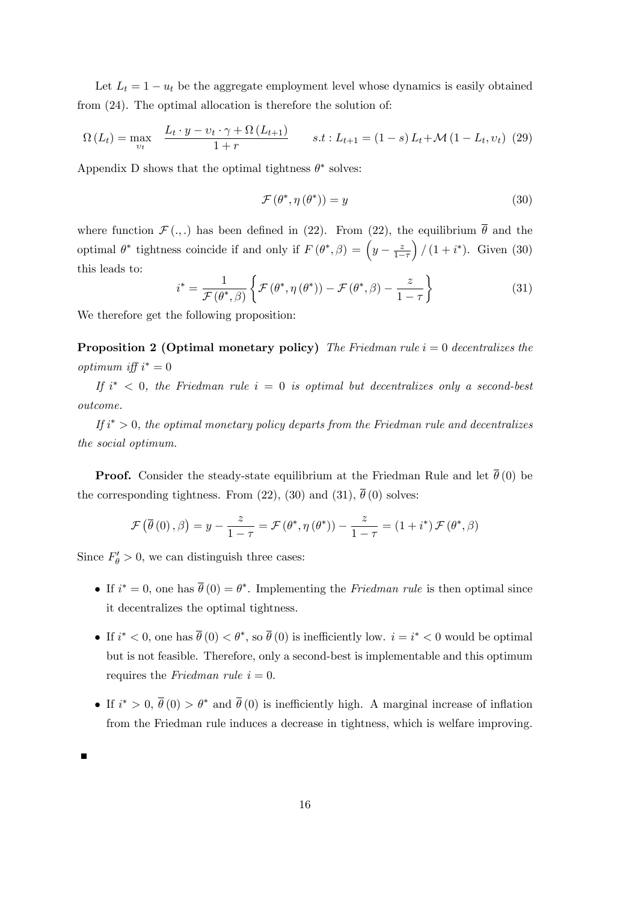Let $L_t = 1 - u_t$ be the aggregate employment level whose dynamics is easily obtained from (24). The optimal allocation is therefore the solution of:

$$\Omega(L_t) = \max_{v_t} \quad \frac{L_t \cdot y - v_t \cdot \gamma + \Omega(L_{t+1})}{1+r} \qquad s.t: L_{t+1} = (1-s) L_t + \mathcal{M}(1 - L_t, v_t) \quad (29)$$

Appendix D shows that the optimal tightness $\theta^*$ solves:

$$\mathcal{F}(\theta^*, \eta(\theta^*)) = y \tag{30}$$

where function $\mathcal{F}(.,.)$ has been defined in (22). From (22), the equilibrium $\overline{\theta}$ and the optimal $\theta^*$ tightness coincide if and only if $F(\theta^*, \beta) = \left(y - \frac{z}{1-\tau}\right)/(1+i^*)$. Given (30) this leads to:

$$i^* = \frac{1}{\mathcal{F}(\theta^*, \beta)} \left\{ \mathcal{F}(\theta^*, \eta(\theta^*)) - \mathcal{F}(\theta^*, \beta) - \frac{z}{1-\tau} \right\} \tag{31}$$

We therefore get the following proposition:

**Proposition 2 (Optimal monetary policy)** *The Friedman rule $i = 0$ decentralizes the optimum iff $i^* = 0$*

*If $i^* < 0$, the Friedman rule $i = 0$ is optimal but decentralizes only a second-best outcome.*

*If $i^* > 0$, the optimal monetary policy departs from the Friedman rule and decentralizes the social optimum.*

**Proof.** Consider the steady-state equilibrium at the Friedman Rule and let $\overline{\theta}(0)$ be the corresponding tightness. From (22), (30) and (31), $\overline{\theta}(0)$ solves:

$$\mathcal{F}\left(\overline{\theta}(0), \beta\right) = y - \frac{z}{1-\tau} = \mathcal{F}(\theta^*, \eta(\theta^*)) - \frac{z}{1-\tau} = (1+i^*) \mathcal{F}(\theta^*, \beta)$$

Since $F'_\theta > 0$, we can distinguish three cases:

- If $i^* = 0$, one has $\overline{\theta}(0) = \theta^*$. Implementing the *Friedman rule* is then optimal since it decentralizes the optimal tightness.
- If $i^* < 0$, one has $\overline{\theta}(0) < \theta^*$, so $\overline{\theta}(0)$ is inefficiently low. $i = i^* < 0$ would be optimal but is not feasible. Therefore, only a second-best is implementable and this optimum requires the *Friedman rule* $i = 0$.
- If $i^* > 0$, $\overline{\theta}(0) > \theta^*$ and $\overline{\theta}(0)$ is inefficiently high. A marginal increase of inflation from the Friedman rule induces a decrease in tightness, which is welfare improving.

■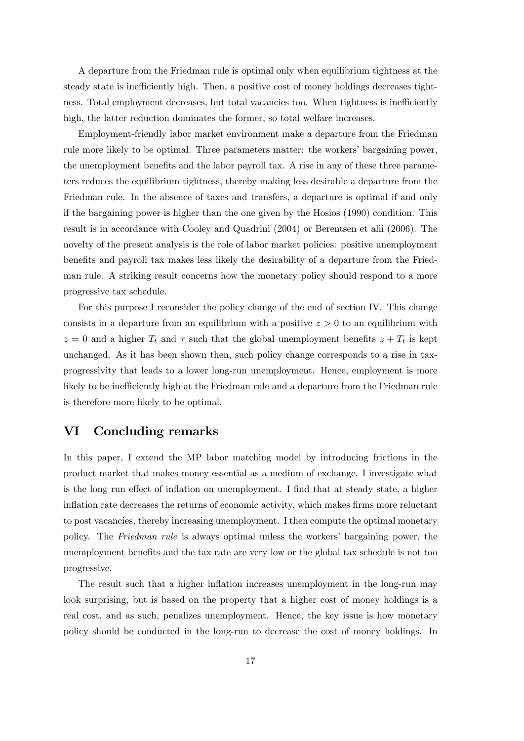A departure from the Friedman rule is optimal only when equilibrium tightness at the steady state is inefficiently high. Then, a positive cost of money holdings decreases tightness. Total employment decreases, but total vacancies too. When tightness is inefficiently high, the latter reduction dominates the former, so total welfare increases.

Employment-friendly labor market environment make a departure from the Friedman rule more likely to be optimal. Three parameters matter: the workers' bargaining power, the unemployment benefits and the labor payroll tax. A rise in any of these three parameters reduces the equilibrium tightness, thereby making less desirable a departure from the Friedman rule. In the absence of taxes and transfers, a departure is optimal if and only if the bargaining power is higher than the one given by the Hosios (1990) condition. This result is in accordance with Cooley and Quadrini (2004) or Berentsen et alii (2006). The novelty of the present analysis is the role of labor market policies: positive unemployment benefits and payroll tax makes less likely the desirability of a departure from the Friedman rule. A striking result concerns how the monetary policy should respond to a more progressive tax schedule.

For this purpose I reconsider the policy change of the end of section IV. This change consists in a departure from an equilibrium with a positive $z > 0$ to an equilibrium with $z = 0$ and a higher $T_t$ and $\tau$ such that the global unemployment benefits $z + T_t$ is kept unchanged. As it has been shown then, such policy change corresponds to a rise in tax-progressivity that leads to a lower long-run unemployment. Hence, employment is more likely to be inefficiently high at the Friedman rule and a departure from the Friedman rule is therefore more likely to be optimal.

## VI Concluding remarks

In this paper, I extend the MP labor matching model by introducing frictions in the product market that makes money essential as a medium of exchange. I investigate what is the long run effect of inflation on unemployment. I find that at steady state, a higher inflation rate decreases the returns of economic activity, which makes firms more reluctant to post vacancies, thereby increasing unemployment. I then compute the optimal monetary policy. The *Friedman rule* is always optimal unless the workers' bargaining power, the unemployment benefits and the tax rate are very low or the global tax schedule is not too progressive.

The result such that a higher inflation increases unemployment in the long-run may look surprising, but is based on the property that a higher cost of money holdings is a real cost, and as such, penalizes unemployment. Hence, the key issue is how monetary policy should be conducted in the long-run to decrease the cost of money holdings. In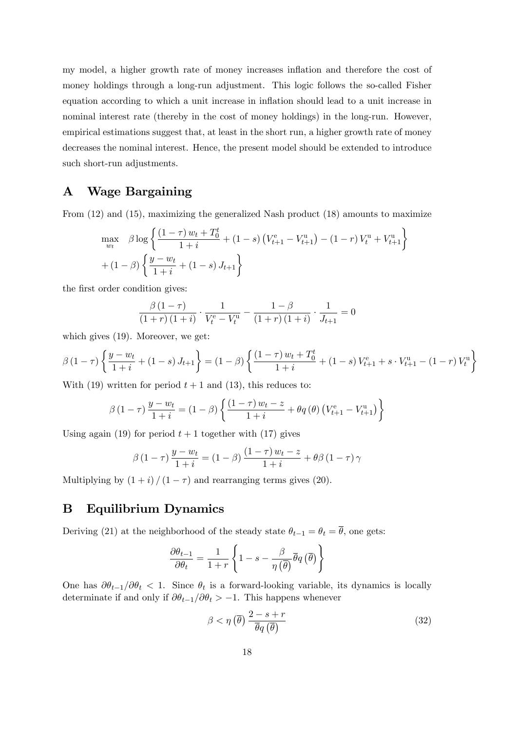my model, a higher growth rate of money increases inflation and therefore the cost of money holdings through a long-run adjustment. This logic follows the so-called Fisher equation according to which a unit increase in inflation should lead to a unit increase in nominal interest rate (thereby in the cost of money holdings) in the long-run. However, empirical estimations suggest that, at least in the short run, a higher growth rate of money decreases the nominal interest. Hence, the present model should be extended to introduce such short-run adjustments.

# A Wage Bargaining

From (12) and (15), maximizing the generalized Nash product (18) amounts to maximize

$$\max_{w_t} \quad \beta \log \left\{ \frac{(1-\tau) w_t + T_0^t}{1+i} + (1-s) \left( V_{t+1}^{\mathrm{e}} - V_{t+1}^{\mathrm{u}} \right) - (1-r) V_t^{\mathrm{u}} + V_{t+1}^{\mathrm{u}} \right\}$$
$$+ (1-\beta) \left\{ \frac{y - w_t}{1+i} + (1-s) J_{t+1} \right\}$$

the first order condition gives:

$$\frac{\beta (1-\tau)}{(1+r)(1+i)} \cdot \frac{1}{V_t^{\mathrm{e}} - V_t^{\mathrm{u}}} - \frac{1-\beta}{(1+r)(1+i)} \cdot \frac{1}{J_{t+1}} = 0$$

which gives (19). Moreover, we get:

$$\beta (1-\tau) \left\{ \frac{y - w_t}{1+i} + (1-s) J_{t+1} \right\} = (1-\beta) \left\{ \frac{(1-\tau) w_t + T_0^t}{1+i} + (1-s) V_{t+1}^{\mathrm{e}} + s \cdot V_{t+1}^{\mathrm{u}} - (1-r) V_t^{\mathrm{u}} \right\}$$

With (19) written for period $t+1$ and (13), this reduces to:

$$\beta (1-\tau) \frac{y - w_t}{1+i} = (1-\beta) \left\{ \frac{(1-\tau) w_t - z}{1+i} + \theta q(\theta) \left( V_{t+1}^{\mathrm{e}} - V_{t+1}^{\mathrm{u}} \right) \right\}$$

Using again (19) for period $t+1$ together with (17) gives

$$\beta (1-\tau) \frac{y - w_t}{1+i} = (1-\beta) \frac{(1-\tau) w_t - z}{1+i} + \theta \beta (1-\tau) \gamma$$

Multiplying by $(1+i)/(1-\tau)$ and rearranging terms gives (20).

# B Equilibrium Dynamics

Deriving (21) at the neighborhood of the steady state $\theta_{t-1} = \theta_t = \overline{\theta}$, one gets:

$$\frac{\partial \theta_{t-1}}{\partial \theta_t} = \frac{1}{1+r} \left\{ 1 - s - \frac{\beta}{\eta\left(\overline{\theta}\right)} \overline{\theta} q\left(\overline{\theta}\right) \right\}$$

One has $\partial \theta_{t-1} / \partial \theta_t < 1$. Since $\theta_t$ is a forward-looking variable, its dynamics is locally determinate if and only if $\partial \theta_{t-1} / \partial \theta_t > -1$. This happens whenever

$$\beta < \eta\left(\overline{\theta}\right) \frac{2 - s + r}{\overline{\theta} q\left(\overline{\theta}\right)} \tag{32}$$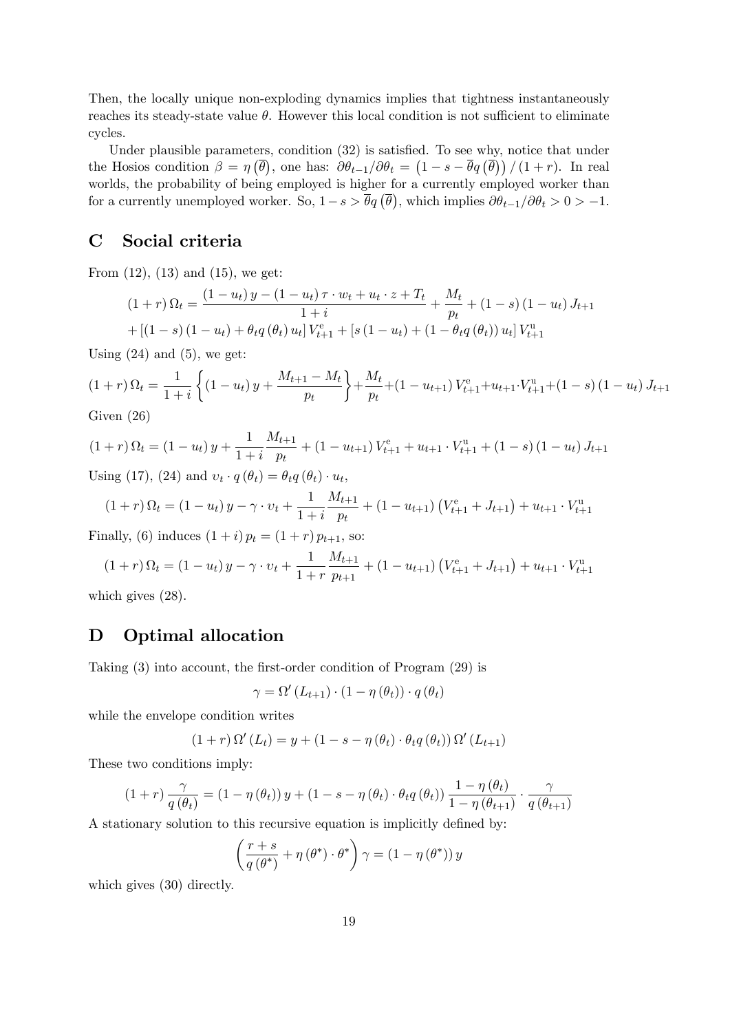Then, the locally unique non-exploding dynamics implies that tightness instantaneously reaches its steady-state value $\theta$. However this local condition is not sufficient to eliminate cycles.

Under plausible parameters, condition (32) is satisfied. To see why, notice that under the Hosios condition $\beta = \eta\left(\overline{\theta}\right)$, one has: $\partial\theta_{t-1}/\partial\theta_t = \left(1 - s - \overline{\theta}q\left(\overline{\theta}\right)\right)/(1+r)$. In real worlds, the probability of being employed is higher for a currently employed worker than for a currently unemployed worker. So, $1 - s > \overline{\theta}q\left(\overline{\theta}\right)$, which implies $\partial\theta_{t-1}/\partial\theta_t > 0 > -1$.

# C Social criteria

From (12), (13) and (15), we get:

$$(1+r)\,\Omega_t = \frac{(1-u_t)\,y - (1-u_t)\,\tau\cdot w_t + u_t\cdot z + T_t}{1+i} + \frac{M_t}{p_t} + (1-s)\,(1-u_t)\,J_{t+1}$$
$$+ \left[(1-s)\,(1-u_t) + \theta_t q\left(\theta_t\right) u_t\right] V^{\mathrm{e}}_{t+1} + \left[s\,(1-u_t) + (1-\theta_t q\left(\theta_t\right))\,u_t\right] V^{\mathrm{u}}_{t+1}$$

Using (24) and (5), we get:

$$(1+r)\,\Omega_t = \frac{1}{1+i}\left\{(1-u_t)\,y + \frac{M_{t+1}-M_t}{p_t}\right\} + \frac{M_t}{p_t} + (1-u_{t+1})\,V^{\mathrm{e}}_{t+1} + u_{t+1}\cdot V^{\mathrm{u}}_{t+1} + (1-s)\,(1-u_t)\,J_{t+1}$$

Given (26)

$$(1+r)\,\Omega_t = (1-u_t)\,y + \frac{1}{1+i}\frac{M_{t+1}}{p_t} + (1-u_{t+1})\,V^{\mathrm{e}}_{t+1} + u_{t+1}\cdot V^{\mathrm{u}}_{t+1} + (1-s)\,(1-u_t)\,J_{t+1}$$

Using (17), (24) and $\upsilon_t \cdot q\left(\theta_t\right) = \theta_t q\left(\theta_t\right)\cdot u_t$,

$$(1+r)\,\Omega_t = (1-u_t)\,y - \gamma\cdot\upsilon_t + \frac{1}{1+i}\frac{M_{t+1}}{p_t} + (1-u_{t+1})\left(V^{\mathrm{e}}_{t+1} + J_{t+1}\right) + u_{t+1}\cdot V^{\mathrm{u}}_{t+1}$$

Finally, (6) induces $(1+i)\,p_t = (1+r)\,p_{t+1}$, so:

$$(1+r)\,\Omega_t = (1-u_t)\,y - \gamma\cdot\upsilon_t + \frac{1}{1+r}\frac{M_{t+1}}{p_{t+1}} + (1-u_{t+1})\left(V^{\mathrm{e}}_{t+1} + J_{t+1}\right) + u_{t+1}\cdot V^{\mathrm{u}}_{t+1}$$

which gives (28).

# D Optimal allocation

Taking (3) into account, the first-order condition of Program (29) is

$$\gamma = \Omega'\left(L_{t+1}\right)\cdot\left(1-\eta\left(\theta_t\right)\right)\cdot q\left(\theta_t\right)$$

while the envelope condition writes

$$(1+r)\,\Omega'\left(L_t\right) = y + \left(1 - s - \eta\left(\theta_t\right)\cdot\theta_t q\left(\theta_t\right)\right)\Omega'\left(L_{t+1}\right)$$

These two conditions imply:

$$(1+r)\,\frac{\gamma}{q\left(\theta_t\right)} = \left(1-\eta\left(\theta_t\right)\right)y + \left(1 - s - \eta\left(\theta_t\right)\cdot\theta_t q\left(\theta_t\right)\right)\frac{1-\eta\left(\theta_t\right)}{1-\eta\left(\theta_{t+1}\right)}\cdot\frac{\gamma}{q\left(\theta_{t+1}\right)}$$

A stationary solution to this recursive equation is implicitly defined by:

$$\left(\frac{r+s}{q\left(\theta^*\right)} + \eta\left(\theta^*\right)\cdot\theta^*\right)\gamma = \left(1-\eta\left(\theta^*\right)\right)y$$

which gives (30) directly.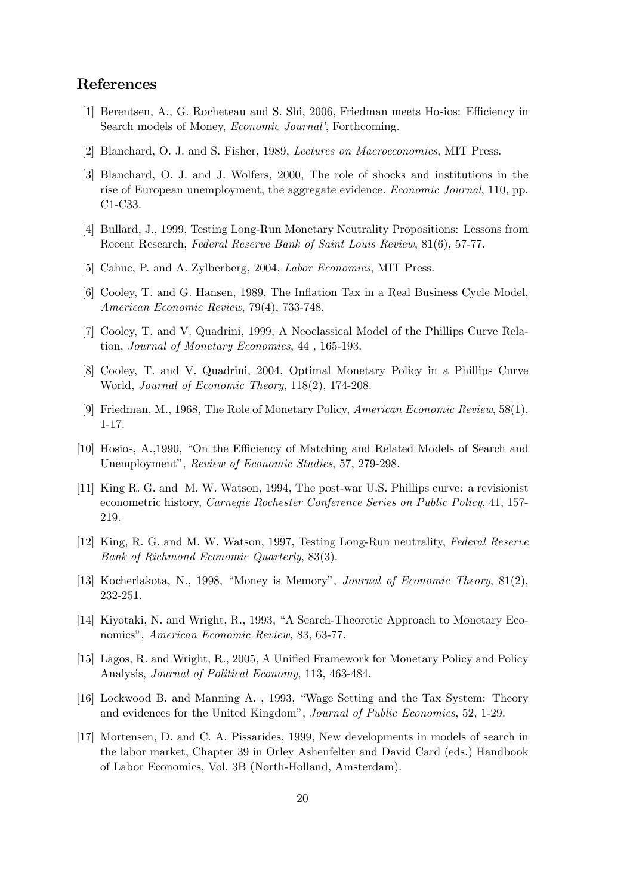## References

[1] Berentsen, A., G. Rocheteau and S. Shi, 2006, Friedman meets Hosios: Efficiency in Search models of Money, *Economic Journal'*, Forthcoming.

[2] Blanchard, O. J. and S. Fisher, 1989, *Lectures on Macroeconomics*, MIT Press.

[3] Blanchard, O. J. and J. Wolfers, 2000, The role of shocks and institutions in the rise of European unemployment, the aggregate evidence. *Economic Journal*, 110, pp. C1-C33.

[4] Bullard, J., 1999, Testing Long-Run Monetary Neutrality Propositions: Lessons from Recent Research, *Federal Reserve Bank of Saint Louis Review*, 81(6), 57-77.

[5] Cahuc, P. and A. Zylberberg, 2004, *Labor Economics*, MIT Press.

[6] Cooley, T. and G. Hansen, 1989, The Inflation Tax in a Real Business Cycle Model, *American Economic Review*, 79(4), 733-748.

[7] Cooley, T. and V. Quadrini, 1999, A Neoclassical Model of the Phillips Curve Relation, *Journal of Monetary Economics*, 44 , 165-193.

[8] Cooley, T. and V. Quadrini, 2004, Optimal Monetary Policy in a Phillips Curve World, *Journal of Economic Theory*, 118(2), 174-208.

[9] Friedman, M., 1968, The Role of Monetary Policy, *American Economic Review*, 58(1), 1-17.

[10] Hosios, A.,1990, "On the Efficiency of Matching and Related Models of Search and Unemployment", *Review of Economic Studies*, 57, 279-298.

[11] King R. G. and M. W. Watson, 1994, The post-war U.S. Phillips curve: a revisionist econometric history, *Carnegie Rochester Conference Series on Public Policy*, 41, 157-219.

[12] King, R. G. and M. W. Watson, 1997, Testing Long-Run neutrality, *Federal Reserve Bank of Richmond Economic Quarterly*, 83(3).

[13] Kocherlakota, N., 1998, "Money is Memory", *Journal of Economic Theory*, 81(2), 232-251.

[14] Kiyotaki, N. and Wright, R., 1993, "A Search-Theoretic Approach to Monetary Economics", *American Economic Review,* 83, 63-77.

[15] Lagos, R. and Wright, R., 2005, A Unified Framework for Monetary Policy and Policy Analysis, *Journal of Political Economy*, 113, 463-484.

[16] Lockwood B. and Manning A. , 1993, "Wage Setting and the Tax System: Theory and evidences for the United Kingdom", *Journal of Public Economics*, 52, 1-29.

[17] Mortensen, D. and C. A. Pissarides, 1999, New developments in models of search in the labor market, Chapter 39 in Orley Ashenfelter and David Card (eds.) Handbook of Labor Economics, Vol. 3B (North-Holland, Amsterdam).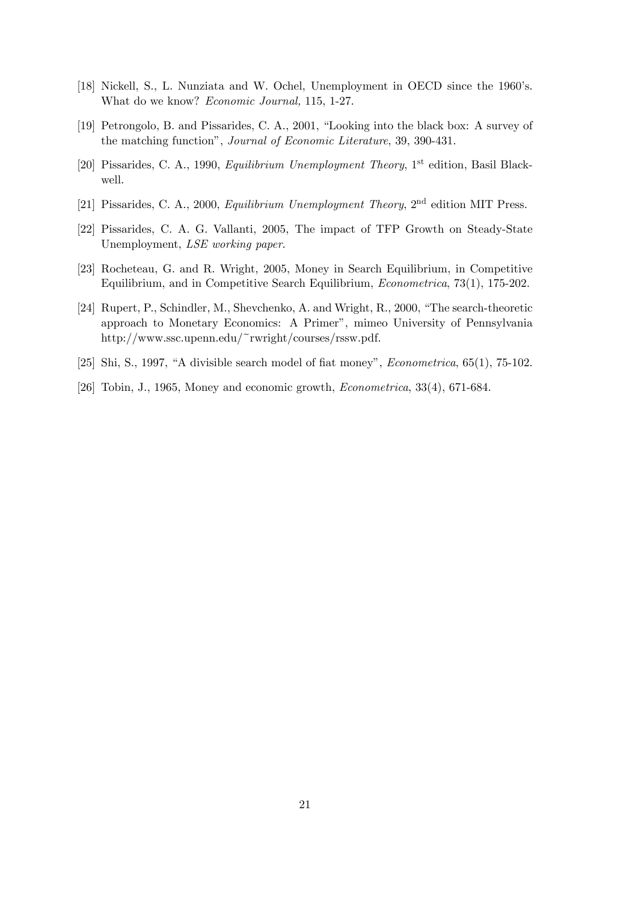[18] Nickell, S., L. Nunziata and W. Ochel, Unemployment in OECD since the 1960's. What do we know? *Economic Journal*, 115, 1-27.

[19] Petrongolo, B. and Pissarides, C. A., 2001, "Looking into the black box: A survey of the matching function", *Journal of Economic Literature*, 39, 390-431.

[20] Pissarides, C. A., 1990, *Equilibrium Unemployment Theory*, 1st edition, Basil Blackwell.

[21] Pissarides, C. A., 2000, *Equilibrium Unemployment Theory*, 2nd edition MIT Press.

[22] Pissarides, C. A. G. Vallanti, 2005, The impact of TFP Growth on Steady-State Unemployment, *LSE working paper*.

[23] Rocheteau, G. and R. Wright, 2005, Money in Search Equilibrium, in Competitive Equilibrium, and in Competitive Search Equilibrium, *Econometrica*, 73(1), 175-202.

[24] Rupert, P., Schindler, M., Shevchenko, A. and Wright, R., 2000, "The search-theoretic approach to Monetary Economics: A Primer", mimeo University of Pennsylvania http://www.ssc.upenn.edu/~rwright/courses/rssw.pdf.

[25] Shi, S., 1997, "A divisible search model of fiat money", *Econometrica*, 65(1), 75-102.

[26] Tobin, J., 1965, Money and economic growth, *Econometrica*, 33(4), 671-684.